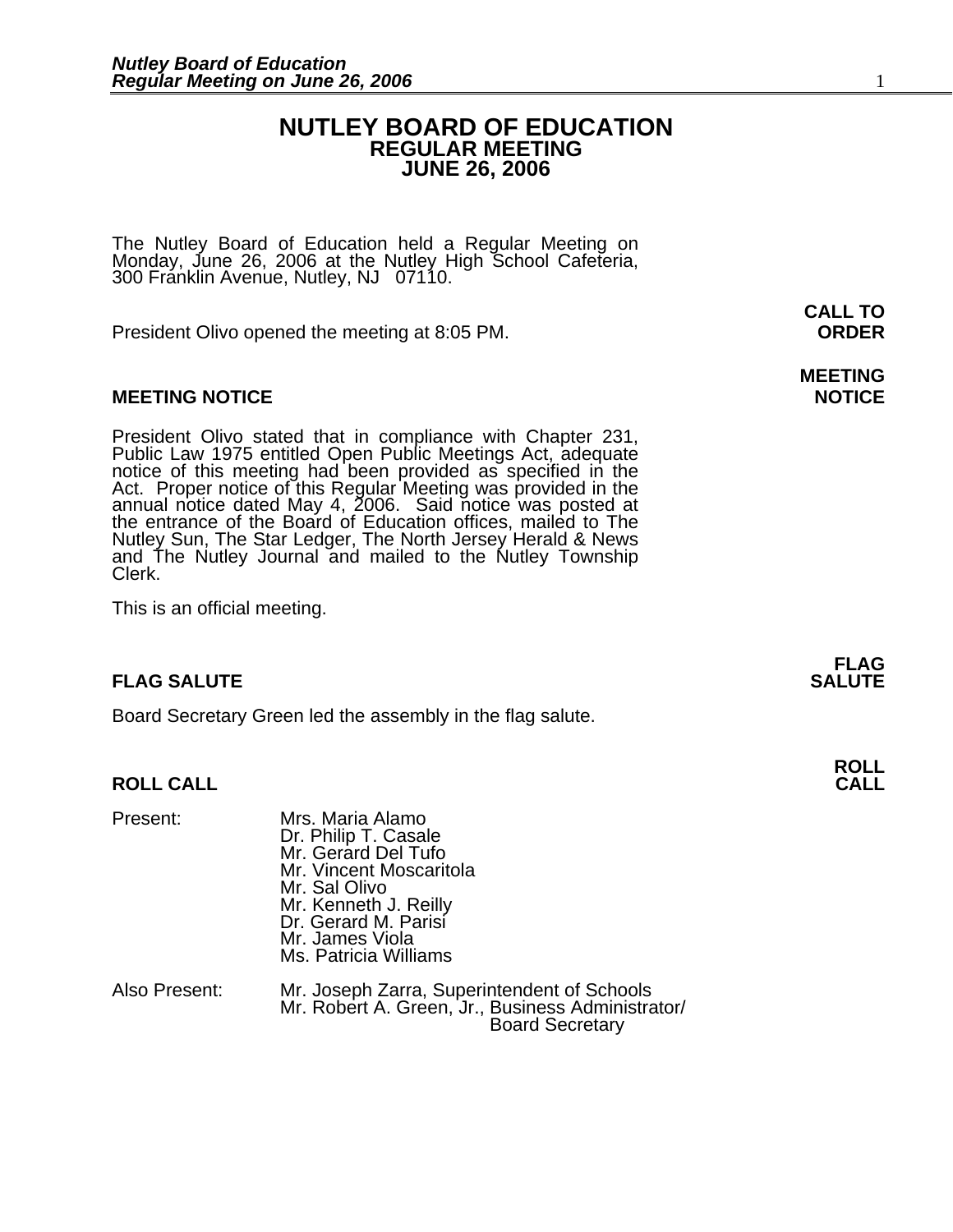# NUTLEY BOARD OF EDUCATION
## REGULAR MEETING
## JUNE 26, 2006

The Nutley Board of Education held a Regular Meeting on Monday, June 26, 2006 at the Nutley High School Cafeteria, 300 Franklin Avenue, Nutley, NJ 07110.

**CALL TO ORDER**

President Olivo opened the meeting at 8:05 PM.

**MEETING NOTICE**

President Olivo stated that in compliance with Chapter 231, Public Law 1975 entitled Open Public Meetings Act, adequate notice of this meeting had been provided as specified in the Act. Proper notice of this Regular Meeting was provided in the annual notice dated May 4, 2006. Said notice was posted at the entrance of the Board of Education offices, mailed to The Nutley Sun, The Star Ledger, The North Jersey Herald & News and The Nutley Journal and mailed to the Nutley Township Clerk.

This is an official meeting.

**FLAG SALUTE**

Board Secretary Green led the assembly in the flag salute.

**ROLL CALL**

Present:
- Mrs. Maria Alamo
- Dr. Philip T. Casale
- Mr. Gerard Del Tufo
- Mr. Vincent Moscaritola
- Mr. Sal Olivo
- Mr. Kenneth J. Reilly
- Dr. Gerard M. Parisi
- Mr. James Viola
- Ms. Patricia Williams

Also Present:
- Mr. Joseph Zarra, Superintendent of Schools
- Mr. Robert A. Green, Jr., Business Administrator/Board Secretary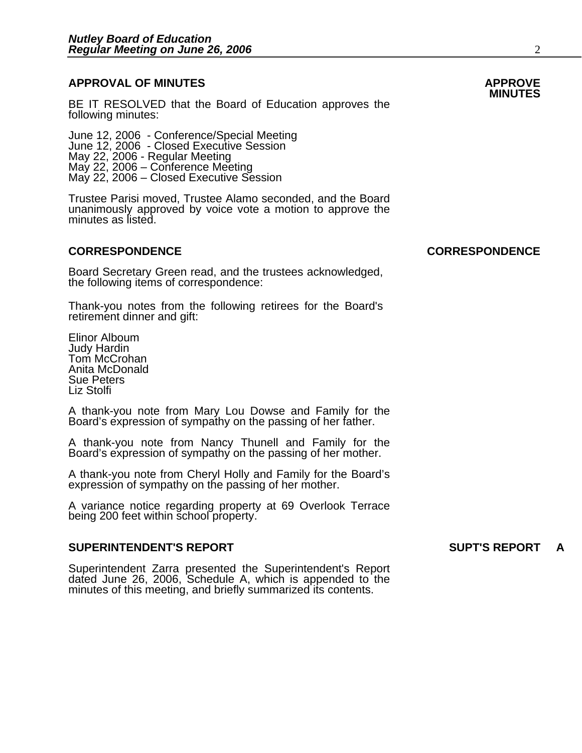## APPROVAL OF MINUTES

**APPROVE MINUTES**

BE IT RESOLVED that the Board of Education approves the following minutes:

June 12, 2006 - Conference/Special Meeting
June 12, 2006 - Closed Executive Session
May 22, 2006 - Regular Meeting
May 22, 2006 – Conference Meeting
May 22, 2006 – Closed Executive Session

Trustee Parisi moved, Trustee Alamo seconded, and the Board unanimously approved by voice vote a motion to approve the minutes as listed.

## CORRESPONDENCE

**CORRESPONDENCE**

Board Secretary Green read, and the trustees acknowledged, the following items of correspondence:

Thank-you notes from the following retirees for the Board's retirement dinner and gift:

Elinor Alboum
Judy Hardin
Tom McCrohan
Anita McDonald
Sue Peters
Liz Stolfi

A thank-you note from Mary Lou Dowse and Family for the Board's expression of sympathy on the passing of her father.

A thank-you note from Nancy Thunell and Family for the Board's expression of sympathy on the passing of her mother.

A thank-you note from Cheryl Holly and Family for the Board's expression of sympathy on the passing of her mother.

A variance notice regarding property at 69 Overlook Terrace being 200 feet within school property.

## SUPERINTENDENT'S REPORT

**SUPT'S REPORT A**

Superintendent Zarra presented the Superintendent's Report dated June 26, 2006, Schedule A, which is appended to the minutes of this meeting, and briefly summarized its contents.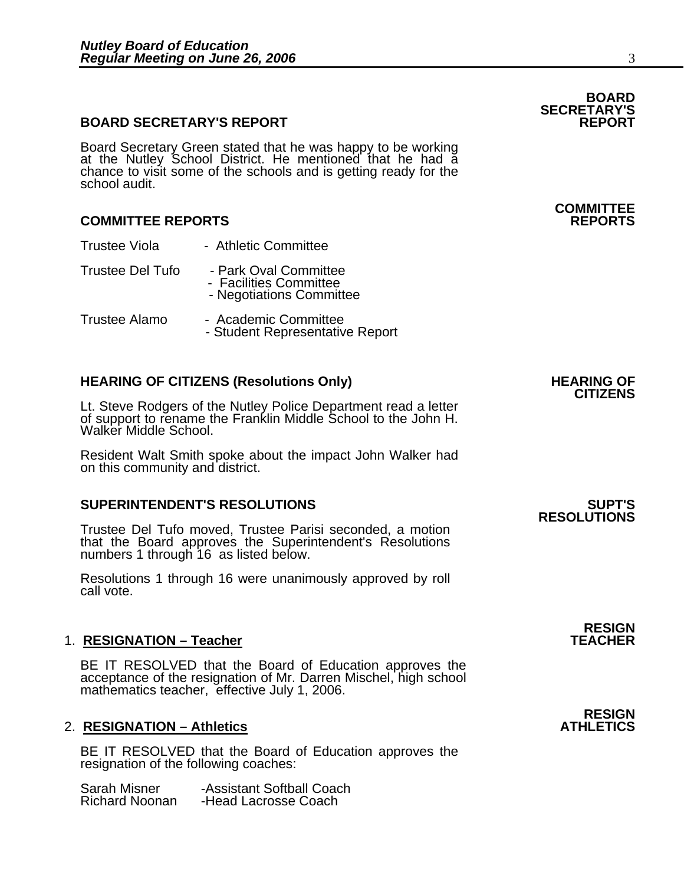## BOARD SECRETARY'S REPORT

**BOARD SECRETARY'S REPORT**

Board Secretary Green stated that he was happy to be working at the Nutley School District. He mentioned that he had a chance to visit some of the schools and is getting ready for the school audit.

## COMMITTEE REPORTS

**COMMITTEE REPORTS**

| | |
|---|---|
| Trustee Viola | - Athletic Committee |
| Trustee Del Tufo | - Park Oval Committee<br>- Facilities Committee<br>- Negotiations Committee |
| Trustee Alamo | - Academic Committee<br>- Student Representative Report |

## HEARING OF CITIZENS (Resolutions Only)

**HEARING OF CITIZENS**

Lt. Steve Rodgers of the Nutley Police Department read a letter of support to rename the Franklin Middle School to the John H. Walker Middle School.

Resident Walt Smith spoke about the impact John Walker had on this community and district.

## SUPERINTENDENT'S RESOLUTIONS

**SUPT'S RESOLUTIONS**

Trustee Del Tufo moved, Trustee Parisi seconded, a motion that the Board approves the Superintendent's Resolutions numbers 1 through 16 as listed below.

Resolutions 1 through 16 were unanimously approved by roll call vote.

1. **RESIGNATION – Teacher**

**RESIGN TEACHER**

BE IT RESOLVED that the Board of Education approves the acceptance of the resignation of Mr. Darren Mischel, high school mathematics teacher, effective July 1, 2006.

2. **RESIGNATION – Athletics**

**RESIGN ATHLETICS**

BE IT RESOLVED that the Board of Education approves the resignation of the following coaches:

| | |
|---|---|
| Sarah Misner | -Assistant Softball Coach |
| Richard Noonan | -Head Lacrosse Coach |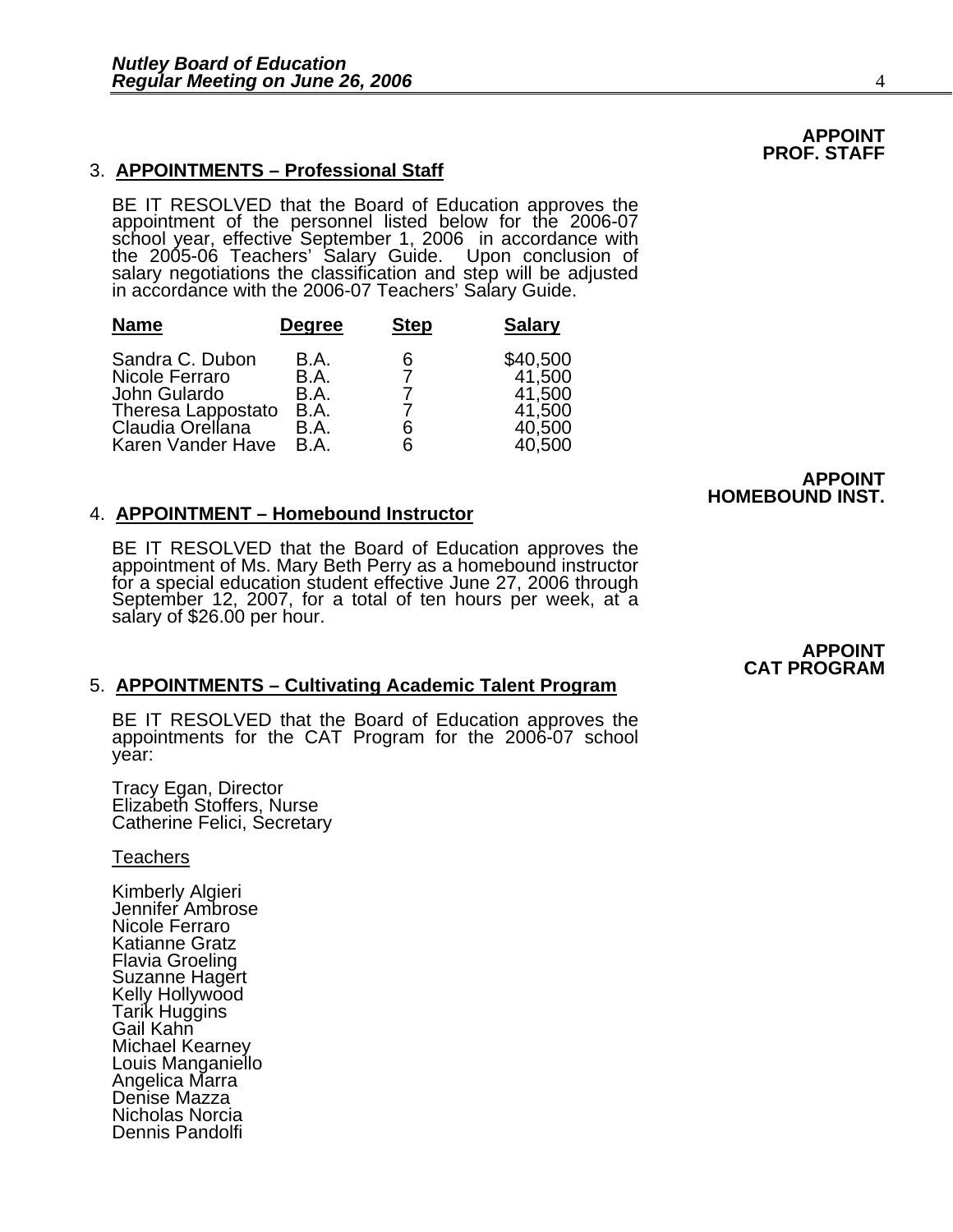**APPOINT PROF. STAFF**

3. **APPOINTMENTS – Professional Staff**

BE IT RESOLVED that the Board of Education approves the appointment of the personnel listed below for the 2006-07 school year, effective September 1, 2006 in accordance with the 2005-06 Teachers' Salary Guide. Upon conclusion of salary negotiations the classification and step will be adjusted in accordance with the 2006-07 Teachers' Salary Guide.

| Name | Degree | Step | Salary |
|---|---|---|---|
| Sandra C. Dubon | B.A. | 6 | $40,500 |
| Nicole Ferraro | B.A. | 7 | 41,500 |
| John Gulardo | B.A. | 7 | 41,500 |
| Theresa Lappostato | B.A. | 7 | 41,500 |
| Claudia Orellana | B.A. | 6 | 40,500 |
| Karen Vander Have | B.A. | 6 | 40,500 |

**APPOINT HOMEBOUND INST.**

4. **APPOINTMENT – Homebound Instructor**

BE IT RESOLVED that the Board of Education approves the appointment of Ms. Mary Beth Perry as a homebound instructor for a special education student effective June 27, 2006 through September 12, 2007, for a total of ten hours per week, at a salary of $26.00 per hour.

**APPOINT CAT PROGRAM**

5. **APPOINTMENTS – Cultivating Academic Talent Program**

BE IT RESOLVED that the Board of Education approves the appointments for the CAT Program for the 2006-07 school year:

Tracy Egan, Director
Elizabeth Stoffers, Nurse
Catherine Felici, Secretary

Teachers

Kimberly Algieri
Jennifer Ambrose
Nicole Ferraro
Katianne Gratz
Flavia Groeling
Suzanne Hagert
Kelly Hollywood
Tarik Huggins
Gail Kahn
Michael Kearney
Louis Manganiello
Angelica Marra
Denise Mazza
Nicholas Norcia
Dennis Pandolfi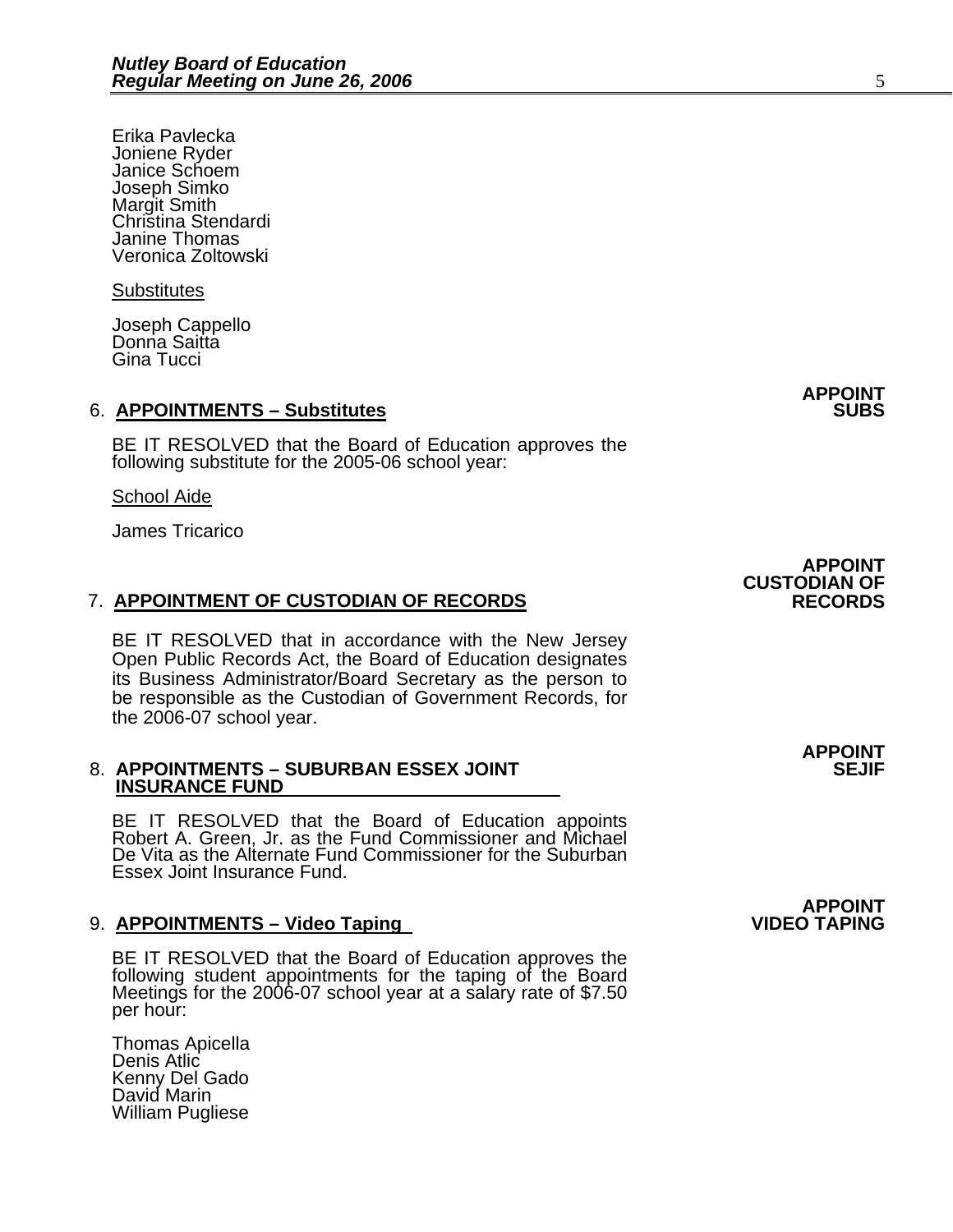Erika Pavlecka
Joniene Ryder
Janice Schoem
Joseph Simko
Margit Smith
Christina Stendardi
Janine Thomas
Veronica Zoltowski

Substitutes

Joseph Cappello
Donna Saitta
Gina Tucci

**APPOINT SUBS**

6. **APPOINTMENTS – Substitutes**

BE IT RESOLVED that the Board of Education approves the following substitute for the 2005-06 school year:

School Aide

James Tricarico

**APPOINT CUSTODIAN OF RECORDS**

7. **APPOINTMENT OF CUSTODIAN OF RECORDS**

BE IT RESOLVED that in accordance with the New Jersey Open Public Records Act, the Board of Education designates its Business Administrator/Board Secretary as the person to be responsible as the Custodian of Government Records, for the 2006-07 school year.

**APPOINT SEJIF**

8. **APPOINTMENTS – SUBURBAN ESSEX JOINT INSURANCE FUND**

BE IT RESOLVED that the Board of Education appoints Robert A. Green, Jr. as the Fund Commissioner and Michael De Vita as the Alternate Fund Commissioner for the Suburban Essex Joint Insurance Fund.

**APPOINT VIDEO TAPING**

9. **APPOINTMENTS – Video Taping**

BE IT RESOLVED that the Board of Education approves the following student appointments for the taping of the Board Meetings for the 2006-07 school year at a salary rate of $7.50 per hour:

Thomas Apicella
Denis Atlic
Kenny Del Gado
David Marin
William Pugliese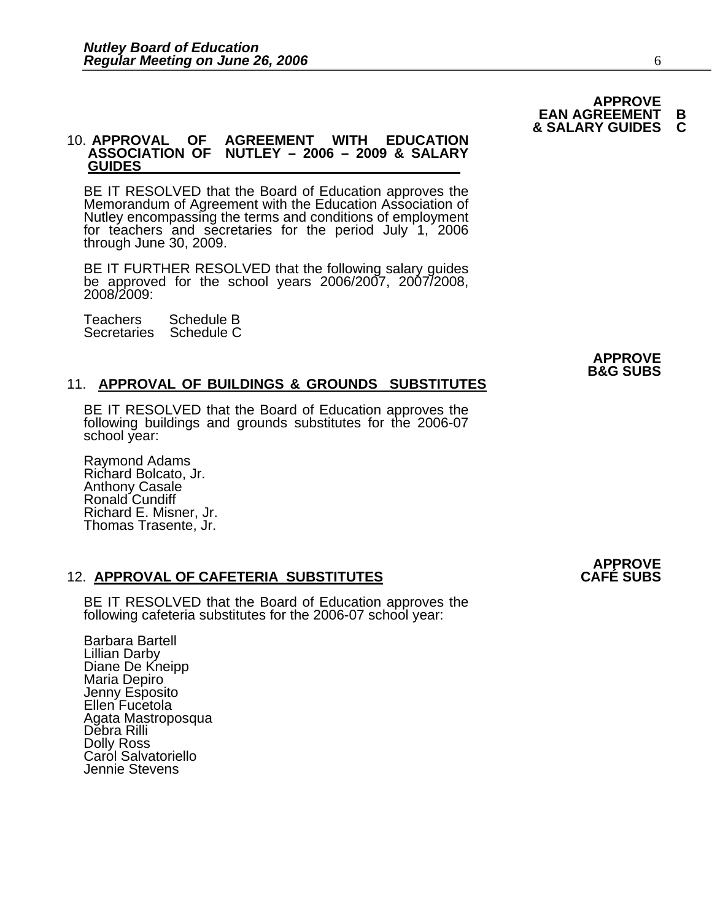**APPROVE EAN AGREEMENT & SALARY GUIDES** B C

10. **APPROVAL OF AGREEMENT WITH EDUCATION ASSOCIATION OF NUTLEY – 2006 – 2009 & SALARY GUIDES**

BE IT RESOLVED that the Board of Education approves the Memorandum of Agreement with the Education Association of Nutley encompassing the terms and conditions of employment for teachers and secretaries for the period July 1, 2006 through June 30, 2009.

BE IT FURTHER RESOLVED that the following salary guides be approved for the school years 2006/2007, 2007/2008, 2008/2009:

Teachers Schedule B
Secretaries Schedule C

**APPROVE B&G SUBS**

11. **APPROVAL OF BUILDINGS & GROUNDS SUBSTITUTES**

BE IT RESOLVED that the Board of Education approves the following buildings and grounds substitutes for the 2006-07 school year:

Raymond Adams
Richard Bolcato, Jr.
Anthony Casale
Ronald Cundiff
Richard E. Misner, Jr.
Thomas Trasente, Jr.

**APPROVE CAFÉ SUBS**

12. **APPROVAL OF CAFETERIA SUBSTITUTES**

BE IT RESOLVED that the Board of Education approves the following cafeteria substitutes for the 2006-07 school year:

Barbara Bartell
Lillian Darby
Diane De Kneipp
Maria Depiro
Jenny Esposito
Ellen Fucetola
Agata Mastroposqua
Debra Rilli
Dolly Ross
Carol Salvatoriello
Jennie Stevens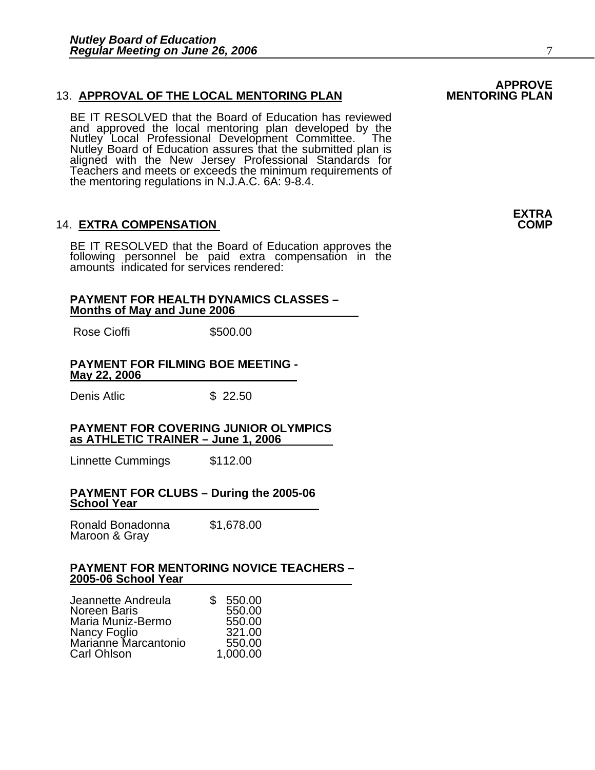**APPROVE MENTORING PLAN**

## 13. APPROVAL OF THE LOCAL MENTORING PLAN

BE IT RESOLVED that the Board of Education has reviewed and approved the local mentoring plan developed by the Nutley Local Professional Development Committee. The Nutley Board of Education assures that the submitted plan is aligned with the New Jersey Professional Standards for Teachers and meets or exceeds the minimum requirements of the mentoring regulations in N.J.A.C. 6A: 9-8.4.

**EXTRA COMP**

## 14. EXTRA COMPENSATION

BE IT RESOLVED that the Board of Education approves the following personnel be paid extra compensation in the amounts indicated for services rendered:

**PAYMENT FOR HEALTH DYNAMICS CLASSES – Months of May and June 2006**

| | |
|---|---|
| Rose Cioffi | $500.00 |

**PAYMENT FOR FILMING BOE MEETING - May 22, 2006**

| | |
|---|---|
| Denis Atlic | $ 22.50 |

**PAYMENT FOR COVERING JUNIOR OLYMPICS as ATHLETIC TRAINER – June 1, 2006**

| | |
|---|---|
| Linnette Cummings | $112.00 |

**PAYMENT FOR CLUBS – During the 2005-06 School Year**

| | |
|---|---|
| Ronald Bonadonna<br>Maroon & Gray | $1,678.00 |

**PAYMENT FOR MENTORING NOVICE TEACHERS – 2005-06 School Year**

| | |
|---|---|
| Jeannette Andreula | $ 550.00 |
| Noreen Baris | 550.00 |
| Maria Muniz-Bermo | 550.00 |
| Nancy Foglio | 321.00 |
| Marianne Marcantonio | 550.00 |
| Carl Ohlson | 1,000.00 |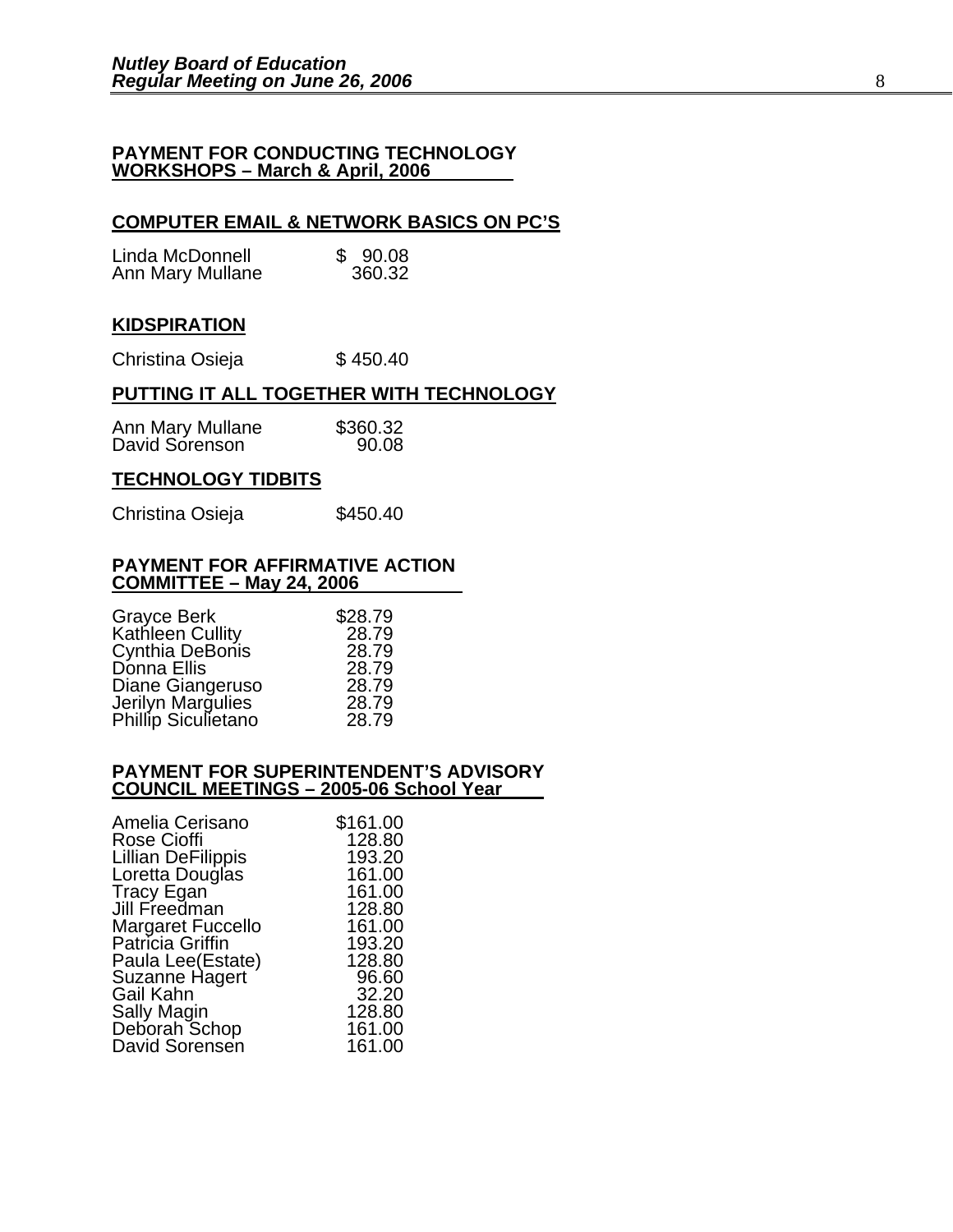**PAYMENT FOR CONDUCTING TECHNOLOGY WORKSHOPS – March & April, 2006**

**COMPUTER EMAIL & NETWORK BASICS ON PC'S**

| | |
|---|---|
| Linda McDonnell | $ 90.08 |
| Ann Mary Mullane | 360.32 |

**KIDSPIRATION**

| | |
|---|---|
| Christina Osieja | $ 450.40 |

**PUTTING IT ALL TOGETHER WITH TECHNOLOGY**

| | |
|---|---|
| Ann Mary Mullane | $360.32 |
| David Sorenson | 90.08 |

**TECHNOLOGY TIDBITS**

| | |
|---|---|
| Christina Osieja | $450.40 |

**PAYMENT FOR AFFIRMATIVE ACTION COMMITTEE – May 24, 2006**

| | |
|---|---|
| Grayce Berk | $28.79 |
| Kathleen Cullity | 28.79 |
| Cynthia DeBonis | 28.79 |
| Donna Ellis | 28.79 |
| Diane Giangeruso | 28.79 |
| Jerilyn Margulies | 28.79 |
| Phillip Siculietano | 28.79 |

**PAYMENT FOR SUPERINTENDENT'S ADVISORY COUNCIL MEETINGS – 2005-06 School Year**

| | |
|---|---|
| Amelia Cerisano | $161.00 |
| Rose Cioffi | 128.80 |
| Lillian DeFilippis | 193.20 |
| Loretta Douglas | 161.00 |
| Tracy Egan | 161.00 |
| Jill Freedman | 128.80 |
| Margaret Fuccello | 161.00 |
| Patricia Griffin | 193.20 |
| Paula Lee(Estate) | 128.80 |
| Suzanne Hagert | 96.60 |
| Gail Kahn | 32.20 |
| Sally Magin | 128.80 |
| Deborah Schop | 161.00 |
| David Sorensen | 161.00 |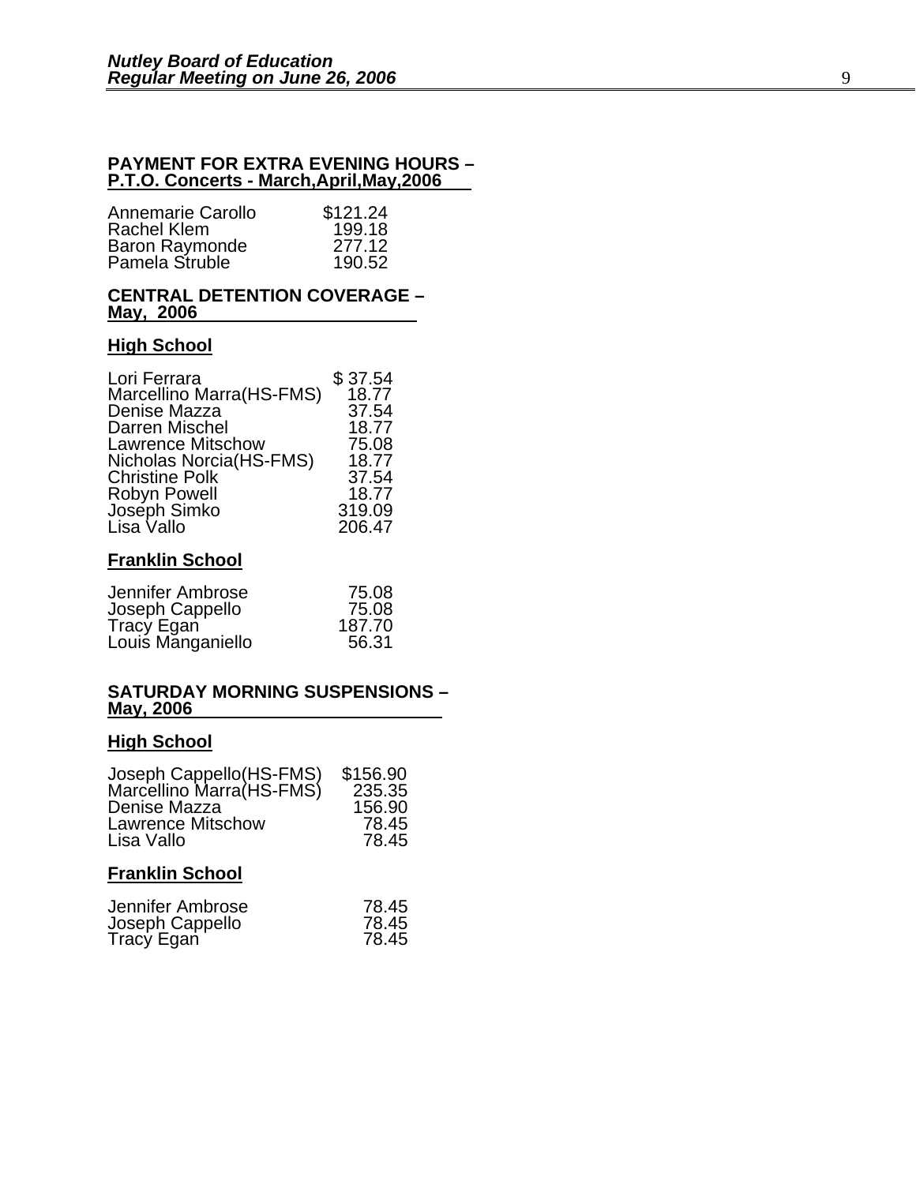**PAYMENT FOR EXTRA EVENING HOURS –**
**P.T.O. Concerts - March,April,May,2006**

| | |
|---|---|
| Annemarie Carollo | $121.24 |
| Rachel Klem | 199.18 |
| Baron Raymonde | 277.12 |
| Pamela Struble | 190.52 |

**CENTRAL DETENTION COVERAGE –**
**May, 2006**

**High School**

| | |
|---|---|
| Lori Ferrara | $ 37.54 |
| Marcellino Marra(HS-FMS) | 18.77 |
| Denise Mazza | 37.54 |
| Darren Mischel | 18.77 |
| Lawrence Mitschow | 75.08 |
| Nicholas Norcia(HS-FMS) | 18.77 |
| Christine Polk | 37.54 |
| Robyn Powell | 18.77 |
| Joseph Simko | 319.09 |
| Lisa Vallo | 206.47 |

**Franklin School**

| | |
|---|---|
| Jennifer Ambrose | 75.08 |
| Joseph Cappello | 75.08 |
| Tracy Egan | 187.70 |
| Louis Manganiello | 56.31 |

**SATURDAY MORNING SUSPENSIONS –**
**May, 2006**

**High School**

| | |
|---|---|
| Joseph Cappello(HS-FMS) | $156.90 |
| Marcellino Marra(HS-FMS) | 235.35 |
| Denise Mazza | 156.90 |
| Lawrence Mitschow | 78.45 |
| Lisa Vallo | 78.45 |

**Franklin School**

| | |
|---|---|
| Jennifer Ambrose | 78.45 |
| Joseph Cappello | 78.45 |
| Tracy Egan | 78.45 |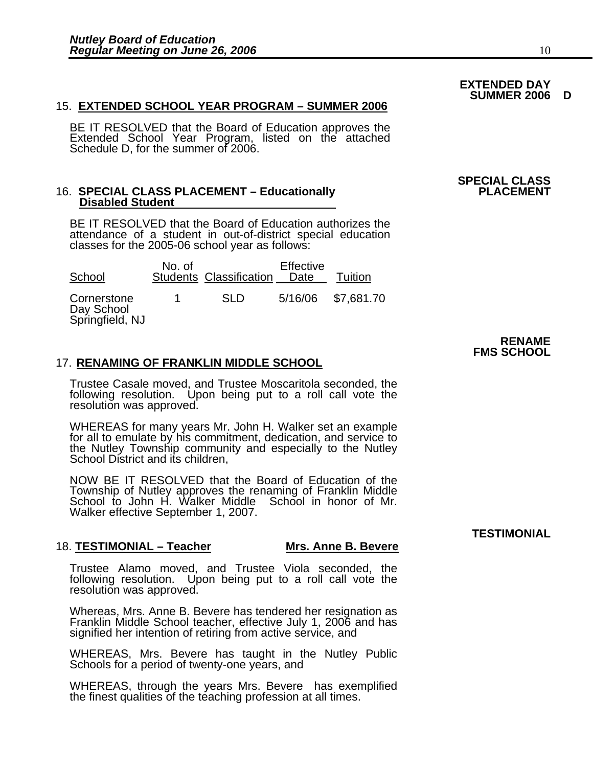**EXTENDED DAY SUMMER 2006 D**

15. **EXTENDED SCHOOL YEAR PROGRAM – SUMMER 2006**

BE IT RESOLVED that the Board of Education approves the Extended School Year Program, listed on the attached Schedule D, for the summer of 2006.

**SPECIAL CLASS PLACEMENT**

16. **SPECIAL CLASS PLACEMENT – Educationally Disabled Student**

BE IT RESOLVED that the Board of Education authorizes the attendance of a student in out-of-district special education classes for the 2005-06 school year as follows:

| School | No. of Students | Classification | Effective Date | Tuition |
|---|---|---|---|---|
| Cornerstone Day School Springfield, NJ | 1 | SLD | 5/16/06 | $7,681.70 |

**RENAME FMS SCHOOL**

17. **RENAMING OF FRANKLIN MIDDLE SCHOOL**

Trustee Casale moved, and Trustee Moscaritola seconded, the following resolution. Upon being put to a roll call vote the resolution was approved.

WHEREAS for many years Mr. John H. Walker set an example for all to emulate by his commitment, dedication, and service to the Nutley Township community and especially to the Nutley School District and its children,

NOW BE IT RESOLVED that the Board of Education of the Township of Nutley approves the renaming of Franklin Middle School to John H. Walker Middle School in honor of Mr. Walker effective September 1, 2007.

**TESTIMONIAL**

18. **TESTIMONIAL – Teacher** **Mrs. Anne B. Bevere**

Trustee Alamo moved, and Trustee Viola seconded, the following resolution. Upon being put to a roll call vote the resolution was approved.

Whereas, Mrs. Anne B. Bevere has tendered her resignation as Franklin Middle School teacher, effective July 1, 2006 and has signified her intention of retiring from active service, and

WHEREAS, Mrs. Bevere has taught in the Nutley Public Schools for a period of twenty-one years, and

WHEREAS, through the years Mrs. Bevere has exemplified the finest qualities of the teaching profession at all times.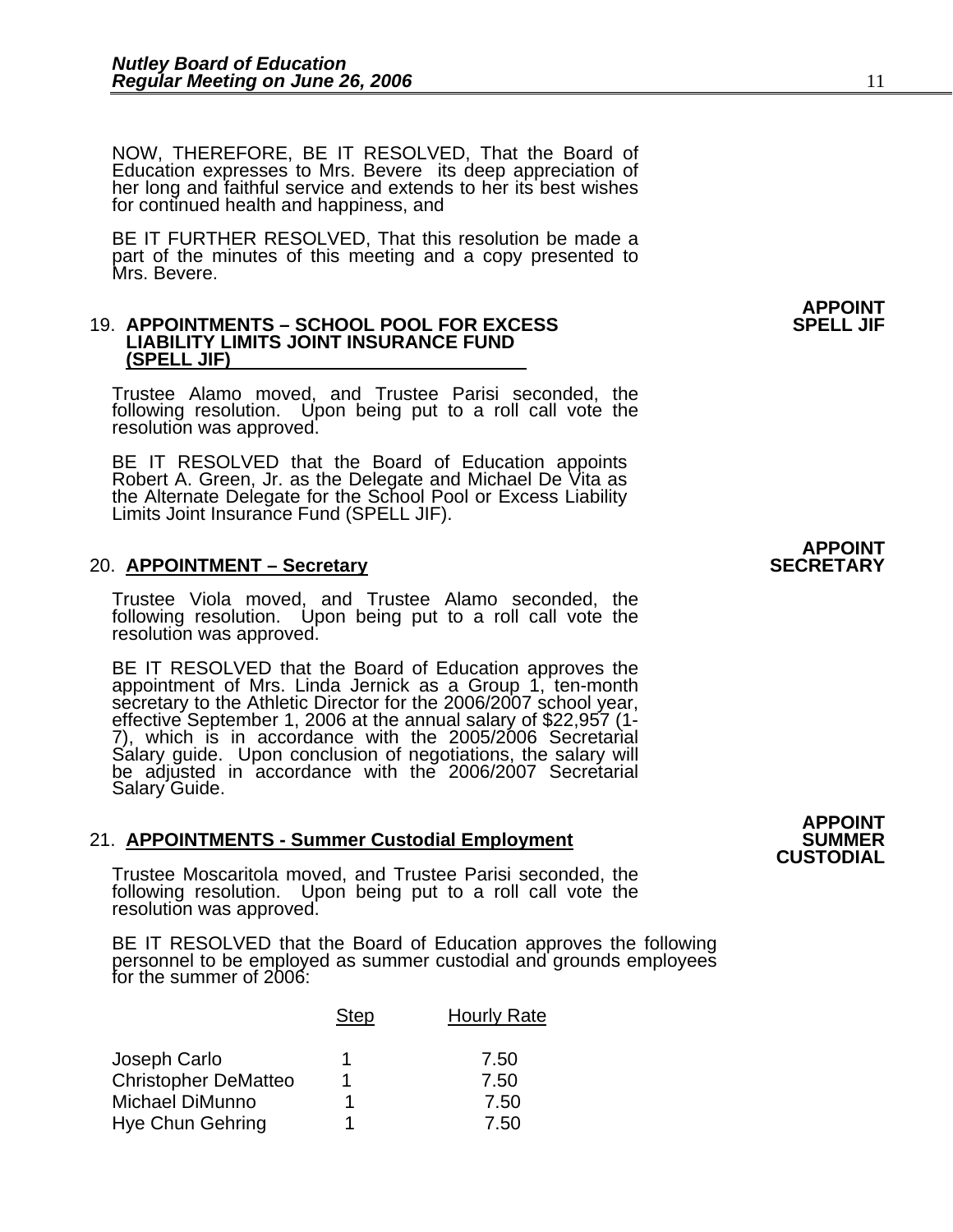NOW, THEREFORE, BE IT RESOLVED, That the Board of Education expresses to Mrs. Bevere its deep appreciation of her long and faithful service and extends to her its best wishes for continued health and happiness, and

BE IT FURTHER RESOLVED, That this resolution be made a part of the minutes of this meeting and a copy presented to Mrs. Bevere.

**APPOINT SPELL JIF**

19. **APPOINTMENTS – SCHOOL POOL FOR EXCESS LIABILITY LIMITS JOINT INSURANCE FUND (SPELL JIF)**

Trustee Alamo moved, and Trustee Parisi seconded, the following resolution. Upon being put to a roll call vote the resolution was approved.

BE IT RESOLVED that the Board of Education appoints Robert A. Green, Jr. as the Delegate and Michael De Vita as the Alternate Delegate for the School Pool or Excess Liability Limits Joint Insurance Fund (SPELL JIF).

**APPOINT SECRETARY**

20. **APPOINTMENT – Secretary**

Trustee Viola moved, and Trustee Alamo seconded, the following resolution. Upon being put to a roll call vote the resolution was approved.

BE IT RESOLVED that the Board of Education approves the appointment of Mrs. Linda Jernick as a Group 1, ten-month secretary to the Athletic Director for the 2006/2007 school year, effective September 1, 2006 at the annual salary of $22,957 (1-7), which is in accordance with the 2005/2006 Secretarial Salary guide. Upon conclusion of negotiations, the salary will be adjusted in accordance with the 2006/2007 Secretarial Salary Guide.

**APPOINT SUMMER CUSTODIAL**

21. **APPOINTMENTS - Summer Custodial Employment**

Trustee Moscaritola moved, and Trustee Parisi seconded, the following resolution. Upon being put to a roll call vote the resolution was approved.

BE IT RESOLVED that the Board of Education approves the following personnel to be employed as summer custodial and grounds employees for the summer of 2006:

| | Step | Hourly Rate |
|---|---|---|
| Joseph Carlo | 1 | 7.50 |
| Christopher DeMatteo | 1 | 7.50 |
| Michael DiMunno | 1 | 7.50 |
| Hye Chun Gehring | 1 | 7.50 |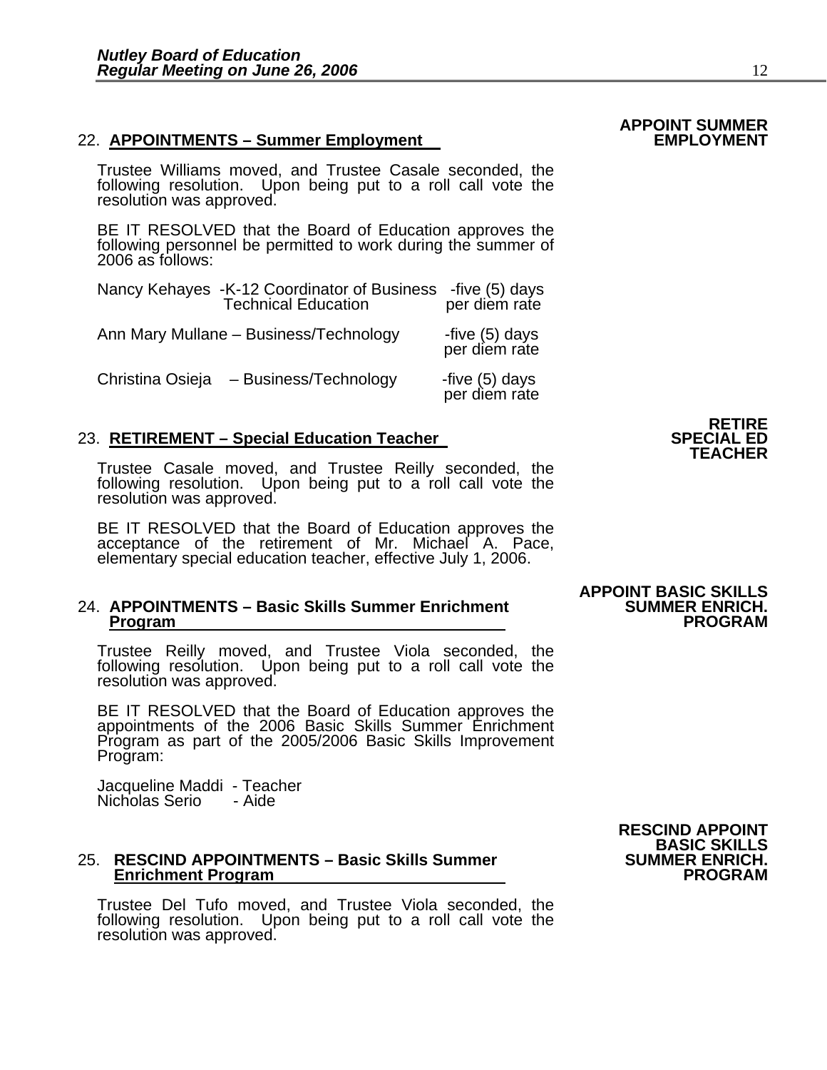**APPOINT SUMMER EMPLOYMENT**

22. **APPOINTMENTS – Summer Employment**

Trustee Williams moved, and Trustee Casale seconded, the following resolution. Upon being put to a roll call vote the resolution was approved.

BE IT RESOLVED that the Board of Education approves the following personnel be permitted to work during the summer of 2006 as follows:

| | | |
|---|---|---|
| Nancy Kehayes | -K-12 Coordinator of Business Technical Education | -five (5) days per diem rate |
| Ann Mary Mullane | – Business/Technology | -five (5) days per diem rate |
| Christina Osieja | – Business/Technology | -five (5) days per diem rate |

**RETIRE SPECIAL ED TEACHER**

23. **RETIREMENT – Special Education Teacher**

Trustee Casale moved, and Trustee Reilly seconded, the following resolution. Upon being put to a roll call vote the resolution was approved.

BE IT RESOLVED that the Board of Education approves the acceptance of the retirement of Mr. Michael A. Pace, elementary special education teacher, effective July 1, 2006.

**APPOINT BASIC SKILLS SUMMER ENRICH. PROGRAM**

24. **APPOINTMENTS – Basic Skills Summer Enrichment Program**

Trustee Reilly moved, and Trustee Viola seconded, the following resolution. Upon being put to a roll call vote the resolution was approved.

BE IT RESOLVED that the Board of Education approves the appointments of the 2006 Basic Skills Summer Enrichment Program as part of the 2005/2006 Basic Skills Improvement Program:

Jacqueline Maddi - Teacher
Nicholas Serio - Aide

**RESCIND APPOINT BASIC SKILLS SUMMER ENRICH. PROGRAM**

25. **RESCIND APPOINTMENTS – Basic Skills Summer Enrichment Program**

Trustee Del Tufo moved, and Trustee Viola seconded, the following resolution. Upon being put to a roll call vote the resolution was approved.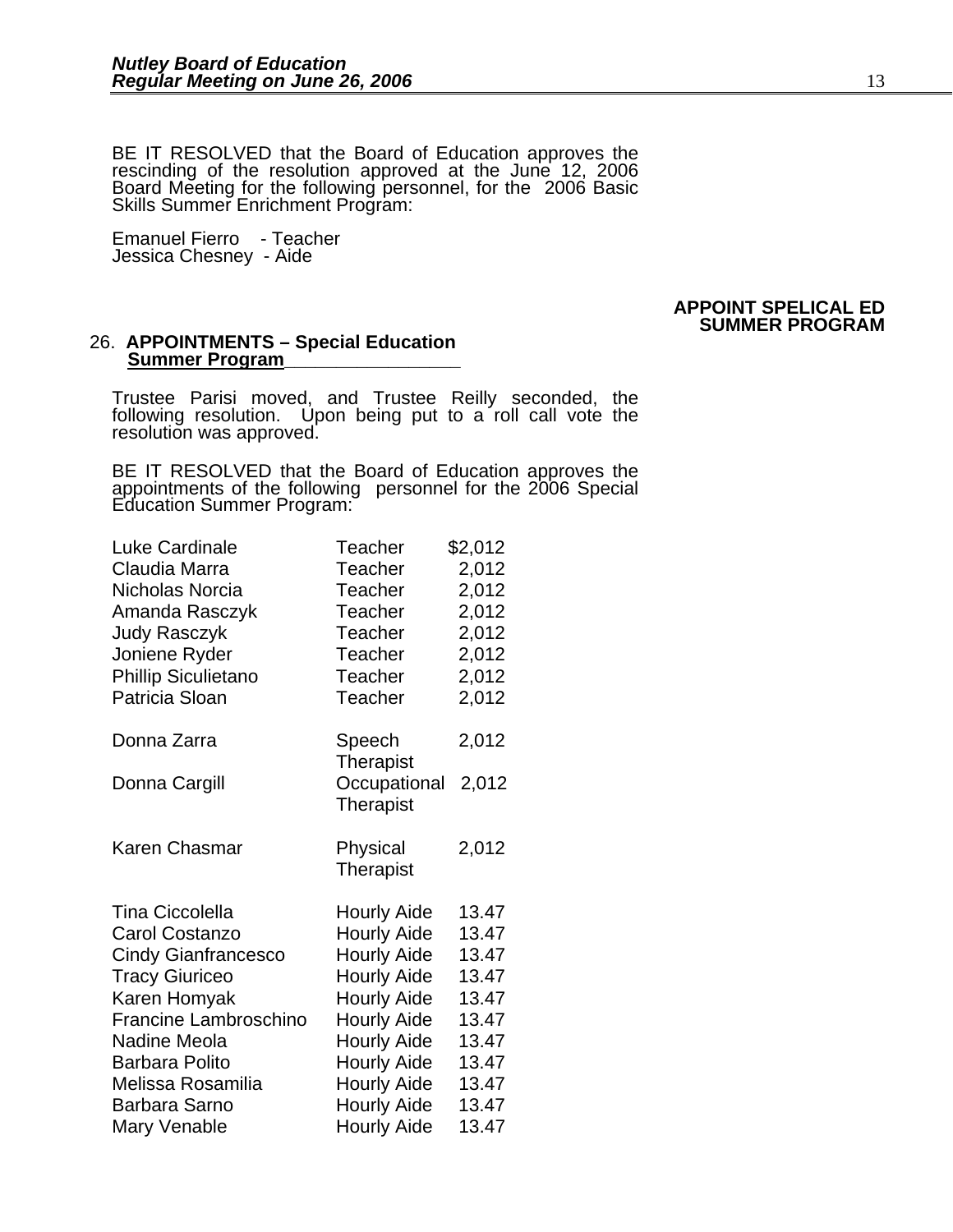BE IT RESOLVED that the Board of Education approves the rescinding of the resolution approved at the June 12, 2006 Board Meeting for the following personnel, for the 2006 Basic Skills Summer Enrichment Program:

Emanuel Fierro - Teacher
Jessica Chesney - Aide

**APPOINT SPELICAL ED SUMMER PROGRAM**

26. **APPOINTMENTS – Special Education <u>Summer Program</u>**

Trustee Parisi moved, and Trustee Reilly seconded, the following resolution. Upon being put to a roll call vote the resolution was approved.

BE IT RESOLVED that the Board of Education approves the appointments of the following personnel for the 2006 Special Education Summer Program:

| | | |
|---|---|---|
| Luke Cardinale | Teacher | $2,012 |
| Claudia Marra | Teacher | 2,012 |
| Nicholas Norcia | Teacher | 2,012 |
| Amanda Rasczyk | Teacher | 2,012 |
| Judy Rasczyk | Teacher | 2,012 |
| Joniene Ryder | Teacher | 2,012 |
| Phillip Siculietano | Teacher | 2,012 |
| Patricia Sloan | Teacher | 2,012 |
| Donna Zarra | Speech Therapist | 2,012 |
| Donna Cargill | Occupational Therapist | 2,012 |
| Karen Chasmar | Physical Therapist | 2,012 |
| Tina Ciccolella | Hourly Aide | 13.47 |
| Carol Costanzo | Hourly Aide | 13.47 |
| Cindy Gianfrancesco | Hourly Aide | 13.47 |
| Tracy Giuriceo | Hourly Aide | 13.47 |
| Karen Homyak | Hourly Aide | 13.47 |
| Francine Lambroschino | Hourly Aide | 13.47 |
| Nadine Meola | Hourly Aide | 13.47 |
| Barbara Polito | Hourly Aide | 13.47 |
| Melissa Rosamilia | Hourly Aide | 13.47 |
| Barbara Sarno | Hourly Aide | 13.47 |
| Mary Venable | Hourly Aide | 13.47 |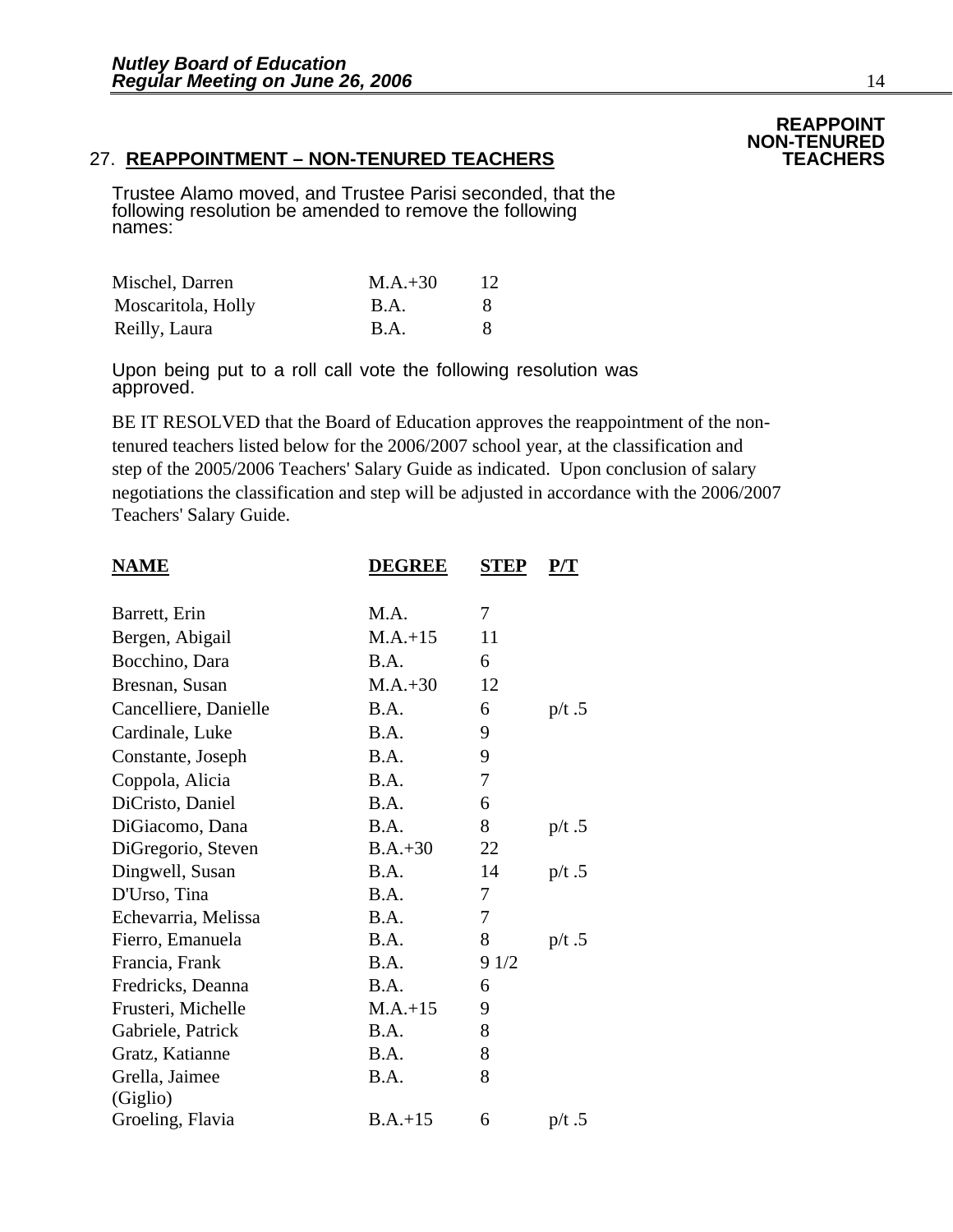**REAPPOINT NON-TENURED TEACHERS**

## 27. REAPPOINTMENT – NON-TENURED TEACHERS

Trustee Alamo moved, and Trustee Parisi seconded, that the following resolution be amended to remove the following names:

| | | |
|---|---|---|
| Mischel, Darren | M.A.+30 | 12 |
| Moscaritola, Holly | B.A. | 8 |
| Reilly, Laura | B.A. | 8 |

Upon being put to a roll call vote the following resolution was approved.

BE IT RESOLVED that the Board of Education approves the reappointment of the non-tenured teachers listed below for the 2006/2007 school year, at the classification and step of the 2005/2006 Teachers' Salary Guide as indicated. Upon conclusion of salary negotiations the classification and step will be adjusted in accordance with the 2006/2007 Teachers' Salary Guide.

| NAME | DEGREE | STEP | P/T |
|---|---|---|---|
| Barrett, Erin | M.A. | 7 | |
| Bergen, Abigail | M.A.+15 | 11 | |
| Bocchino, Dara | B.A. | 6 | |
| Bresnan, Susan | M.A.+30 | 12 | |
| Cancelliere, Danielle | B.A. | 6 | p/t .5 |
| Cardinale, Luke | B.A. | 9 | |
| Constante, Joseph | B.A. | 9 | |
| Coppola, Alicia | B.A. | 7 | |
| DiCristo, Daniel | B.A. | 6 | |
| DiGiacomo, Dana | B.A. | 8 | p/t .5 |
| DiGregorio, Steven | B.A.+30 | 22 | |
| Dingwell, Susan | B.A. | 14 | p/t .5 |
| D'Urso, Tina | B.A. | 7 | |
| Echevarria, Melissa | B.A. | 7 | |
| Fierro, Emanuela | B.A. | 8 | p/t .5 |
| Francia, Frank | B.A. | 9 1/2 | |
| Fredricks, Deanna | B.A. | 6 | |
| Frusteri, Michelle | M.A.+15 | 9 | |
| Gabriele, Patrick | B.A. | 8 | |
| Gratz, Katianne | B.A. | 8 | |
| Grella, Jaimee (Giglio) | B.A. | 8 | |
| Groeling, Flavia | B.A.+15 | 6 | p/t .5 |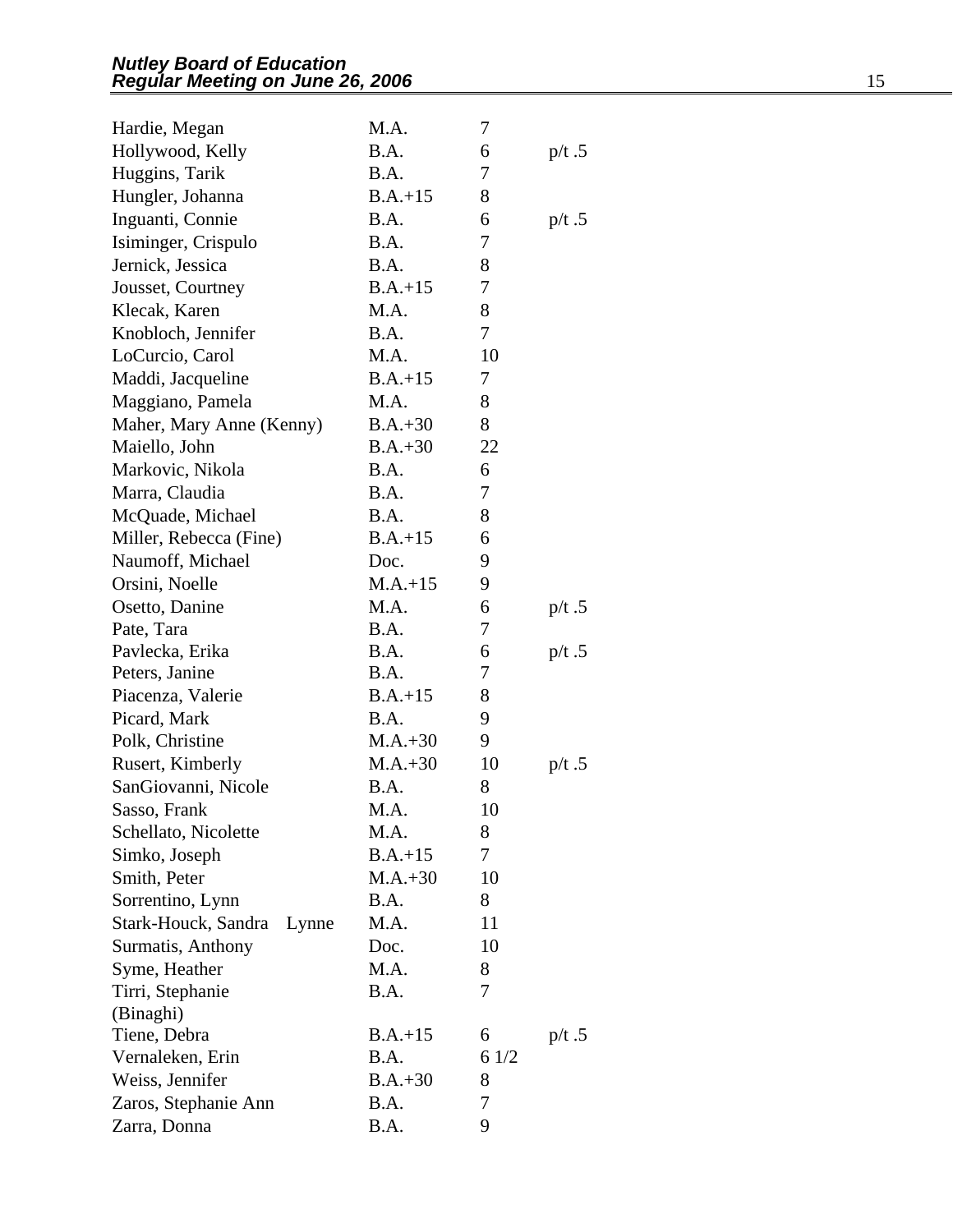| | | | |
|---|---|---|---|
| Hardie, Megan | M.A. | 7 | |
| Hollywood, Kelly | B.A. | 6 | p/t .5 |
| Huggins, Tarik | B.A. | 7 | |
| Hungler, Johanna | B.A.+15 | 8 | |
| Inguanti, Connie | B.A. | 6 | p/t .5 |
| Isiminger, Crispulo | B.A. | 7 | |
| Jernick, Jessica | B.A. | 8 | |
| Jousset, Courtney | B.A.+15 | 7 | |
| Klecak, Karen | M.A. | 8 | |
| Knobloch, Jennifer | B.A. | 7 | |
| LoCurcio, Carol | M.A. | 10 | |
| Maddi, Jacqueline | B.A.+15 | 7 | |
| Maggiano, Pamela | M.A. | 8 | |
| Maher, Mary Anne (Kenny) | B.A.+30 | 8 | |
| Maiello, John | B.A.+30 | 22 | |
| Markovic, Nikola | B.A. | 6 | |
| Marra, Claudia | B.A. | 7 | |
| McQuade, Michael | B.A. | 8 | |
| Miller, Rebecca (Fine) | B.A.+15 | 6 | |
| Naumoff, Michael | Doc. | 9 | |
| Orsini, Noelle | M.A.+15 | 9 | |
| Osetto, Danine | M.A. | 6 | p/t .5 |
| Pate, Tara | B.A. | 7 | |
| Pavlecka, Erika | B.A. | 6 | p/t .5 |
| Peters, Janine | B.A. | 7 | |
| Piacenza, Valerie | B.A.+15 | 8 | |
| Picard, Mark | B.A. | 9 | |
| Polk, Christine | M.A.+30 | 9 | |
| Rusert, Kimberly | M.A.+30 | 10 | p/t .5 |
| SanGiovanni, Nicole | B.A. | 8 | |
| Sasso, Frank | M.A. | 10 | |
| Schellato, Nicolette | M.A. | 8 | |
| Simko, Joseph | B.A.+15 | 7 | |
| Smith, Peter | M.A.+30 | 10 | |
| Sorrentino, Lynn | B.A. | 8 | |
| Stark-Houck, Sandra Lynne | M.A. | 11 | |
| Surmatis, Anthony | Doc. | 10 | |
| Syme, Heather | M.A. | 8 | |
| Tirri, Stephanie (Binaghi) | B.A. | 7 | |
| Tiene, Debra | B.A.+15 | 6 | p/t .5 |
| Vernaleken, Erin | B.A. | 6 1/2 | |
| Weiss, Jennifer | B.A.+30 | 8 | |
| Zaros, Stephanie Ann | B.A. | 7 | |
| Zarra, Donna | B.A. | 9 | |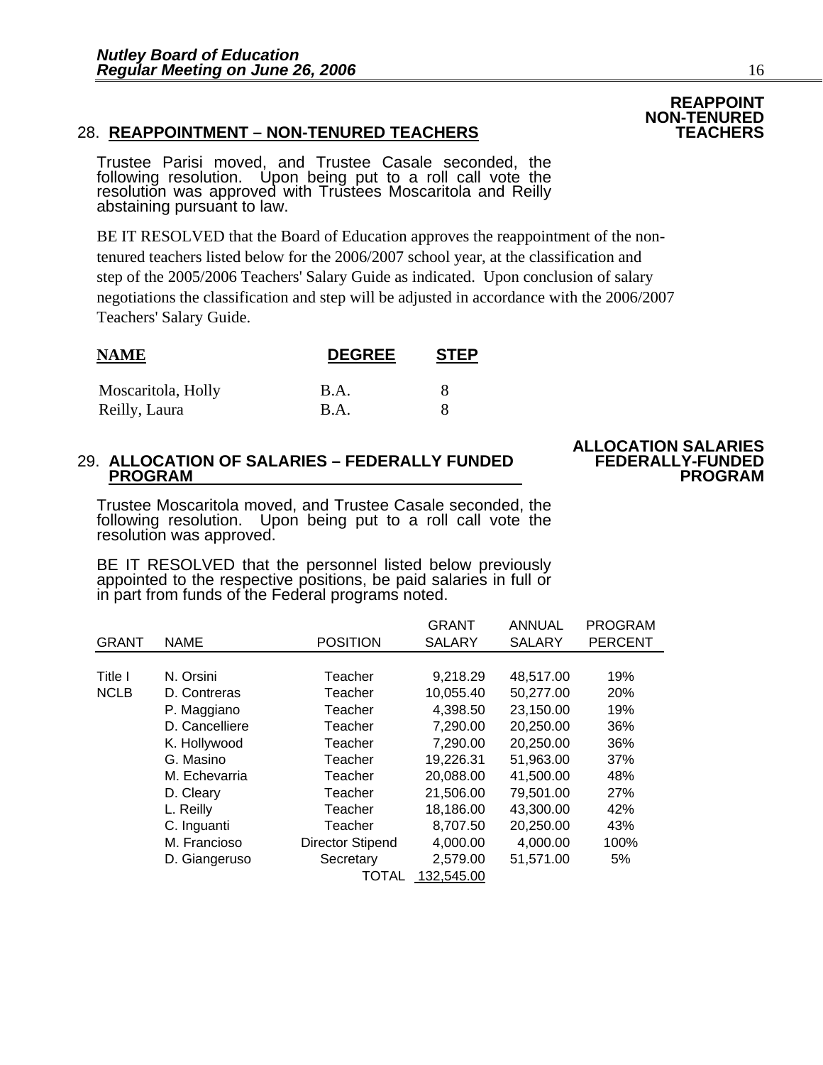## 28. REAPPOINTMENT – NON-TENURED TEACHERS

**REAPPOINT NON-TENURED TEACHERS**

Trustee Parisi moved, and Trustee Casale seconded, the following resolution. Upon being put to a roll call vote the resolution was approved with Trustees Moscaritola and Reilly abstaining pursuant to law.

BE IT RESOLVED that the Board of Education approves the reappointment of the non-tenured teachers listed below for the 2006/2007 school year, at the classification and step of the 2005/2006 Teachers' Salary Guide as indicated. Upon conclusion of salary negotiations the classification and step will be adjusted in accordance with the 2006/2007 Teachers' Salary Guide.

| NAME | DEGREE | STEP |
|---|---|---|
| Moscaritola, Holly | B.A. | 8 |
| Reilly, Laura | B.A. | 8 |

## 29. ALLOCATION OF SALARIES – FEDERALLY FUNDED PROGRAM

**ALLOCATION SALARIES FEDERALLY-FUNDED PROGRAM**

Trustee Moscaritola moved, and Trustee Casale seconded, the following resolution. Upon being put to a roll call vote the resolution was approved.

BE IT RESOLVED that the personnel listed below previously appointed to the respective positions, be paid salaries in full or in part from funds of the Federal programs noted.

| GRANT | NAME | POSITION | GRANT SALARY | ANNUAL SALARY | PROGRAM PERCENT |
|---|---|---|---|---|---|
| Title I | N. Orsini | Teacher | 9,218.29 | 48,517.00 | 19% |
| NCLB | D. Contreras | Teacher | 10,055.40 | 50,277.00 | 20% |
| | P. Maggiano | Teacher | 4,398.50 | 23,150.00 | 19% |
| | D. Cancelliere | Teacher | 7,290.00 | 20,250.00 | 36% |
| | K. Hollywood | Teacher | 7,290.00 | 20,250.00 | 36% |
| | G. Masino | Teacher | 19,226.31 | 51,963.00 | 37% |
| | M. Echevarria | Teacher | 20,088.00 | 41,500.00 | 48% |
| | D. Cleary | Teacher | 21,506.00 | 79,501.00 | 27% |
| | L. Reilly | Teacher | 18,186.00 | 43,300.00 | 42% |
| | C. Inguanti | Teacher | 8,707.50 | 20,250.00 | 43% |
| | M. Francioso | Director Stipend | 4,000.00 | 4,000.00 | 100% |
| | D. Giangeruso | Secretary | 2,579.00 | 51,571.00 | 5% |
| | | TOTAL | 132,545.00 | | |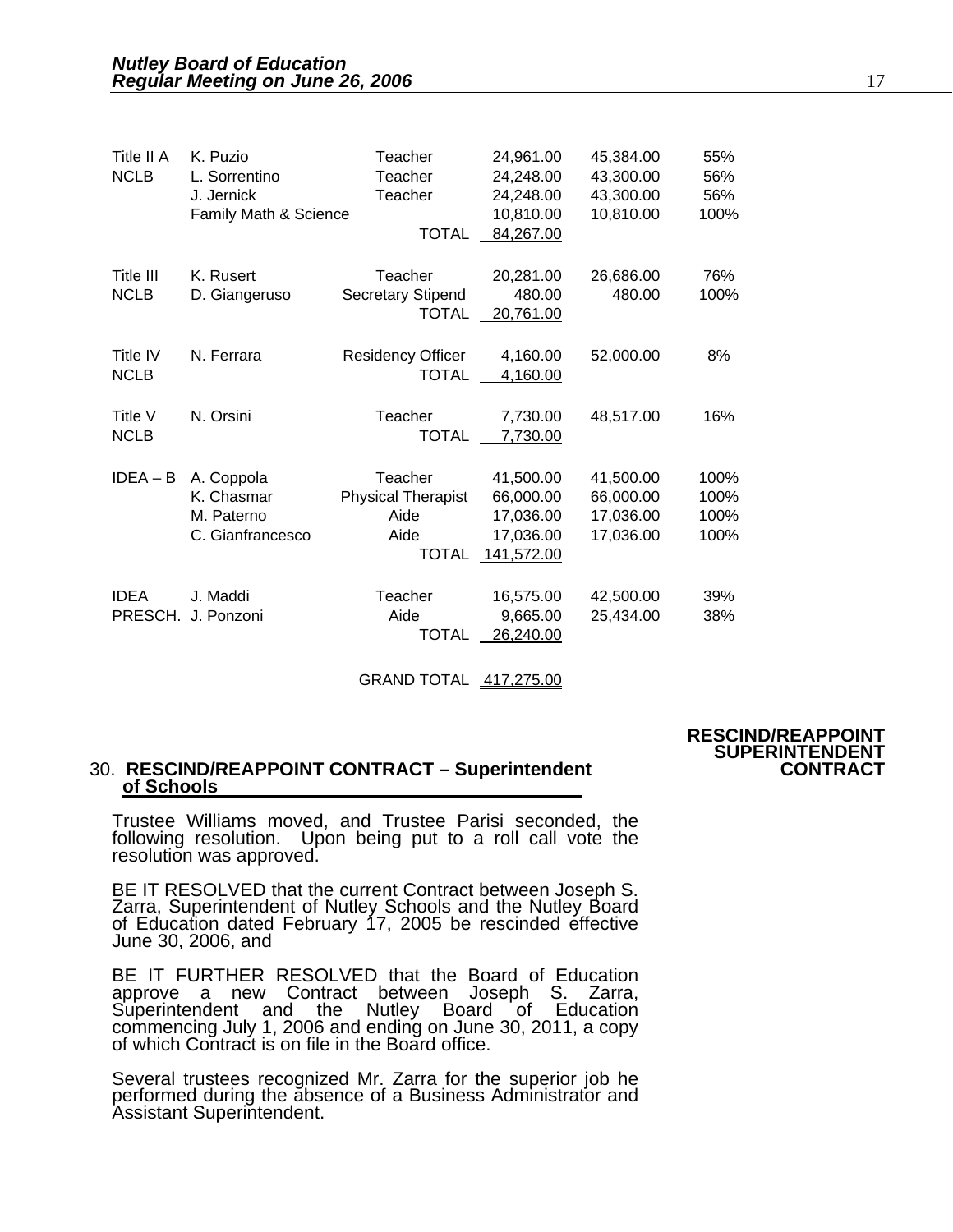| | | | | | |
|---|---|---|---|---|---|
| Title II A NCLB | K. Puzio | Teacher | 24,961.00 | 45,384.00 | 55% |
| | L. Sorrentino | Teacher | 24,248.00 | 43,300.00 | 56% |
| | J. Jernick | Teacher | 24,248.00 | 43,300.00 | 56% |
| | Family Math & Science | | 10,810.00 | 10,810.00 | 100% |
| | | TOTAL | 84,267.00 | | |
| Title III NCLB | K. Rusert | Teacher | 20,281.00 | 26,686.00 | 76% |
| | D. Giangeruso | Secretary Stipend | 480.00 | 480.00 | 100% |
| | | TOTAL | 20,761.00 | | |
| Title IV NCLB | N. Ferrara | Residency Officer | 4,160.00 | 52,000.00 | 8% |
| | | TOTAL | 4,160.00 | | |
| Title V NCLB | N. Orsini | Teacher | 7,730.00 | 48,517.00 | 16% |
| | | TOTAL | 7,730.00 | | |
| IDEA – B | A. Coppola | Teacher | 41,500.00 | 41,500.00 | 100% |
| | K. Chasmar | Physical Therapist | 66,000.00 | 66,000.00 | 100% |
| | M. Paterno | Aide | 17,036.00 | 17,036.00 | 100% |
| | C. Gianfrancesco | Aide | 17,036.00 | 17,036.00 | 100% |
| | | TOTAL | 141,572.00 | | |
| IDEA PRESCH. | J. Maddi | Teacher | 16,575.00 | 42,500.00 | 39% |
| | J. Ponzoni | Aide | 9,665.00 | 25,434.00 | 38% |
| | | TOTAL | 26,240.00 | | |
| | | GRAND TOTAL | 417,275.00 | | |

**RESCIND/REAPPOINT SUPERINTENDENT CONTRACT**

30. **RESCIND/REAPPOINT CONTRACT – Superintendent of Schools**

Trustee Williams moved, and Trustee Parisi seconded, the following resolution. Upon being put to a roll call vote the resolution was approved.

BE IT RESOLVED that the current Contract between Joseph S. Zarra, Superintendent of Nutley Schools and the Nutley Board of Education dated February 17, 2005 be rescinded effective June 30, 2006, and

BE IT FURTHER RESOLVED that the Board of Education approve a new Contract between Joseph S. Zarra, Superintendent and the Nutley Board of Education commencing July 1, 2006 and ending on June 30, 2011, a copy of which Contract is on file in the Board office.

Several trustees recognized Mr. Zarra for the superior job he performed during the absence of a Business Administrator and Assistant Superintendent.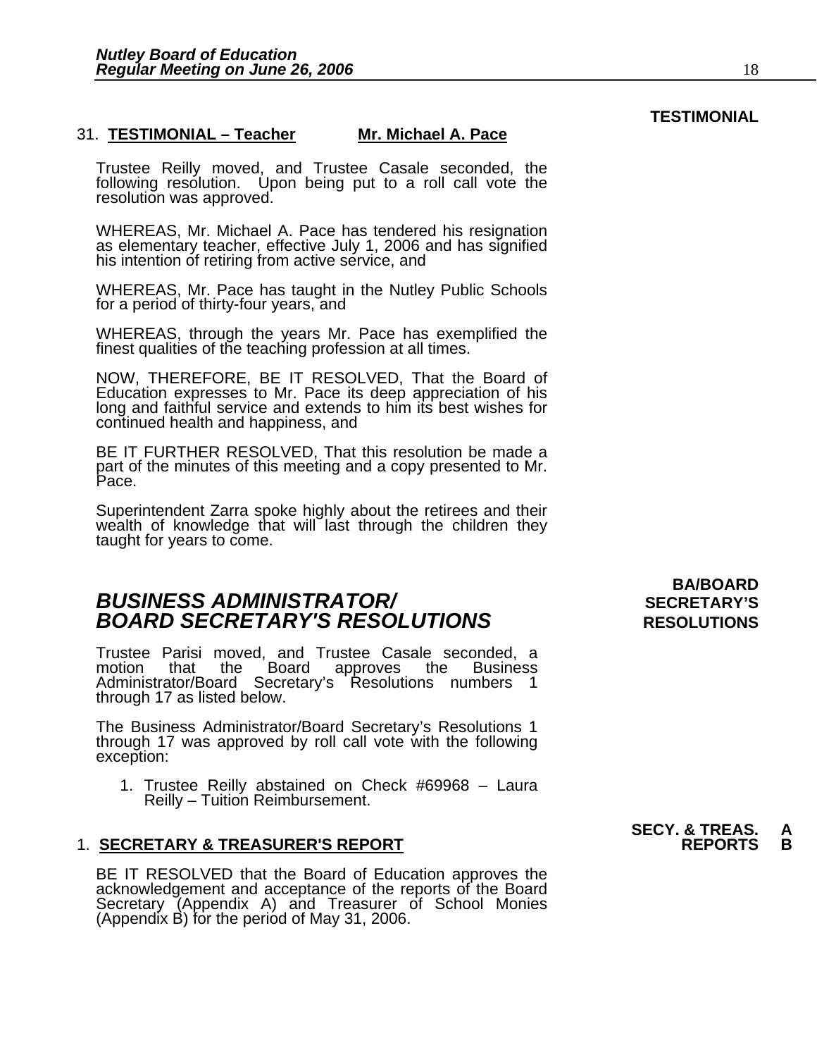**TESTIMONIAL**

31. **TESTIMONIAL – Teacher** **Mr. Michael A. Pace**

Trustee Reilly moved, and Trustee Casale seconded, the following resolution. Upon being put to a roll call vote the resolution was approved.

WHEREAS, Mr. Michael A. Pace has tendered his resignation as elementary teacher, effective July 1, 2006 and has signified his intention of retiring from active service, and

WHEREAS, Mr. Pace has taught in the Nutley Public Schools for a period of thirty-four years, and

WHEREAS, through the years Mr. Pace has exemplified the finest qualities of the teaching profession at all times.

NOW, THEREFORE, BE IT RESOLVED, That the Board of Education expresses to Mr. Pace its deep appreciation of his long and faithful service and extends to him its best wishes for continued health and happiness, and

BE IT FURTHER RESOLVED, That this resolution be made a part of the minutes of this meeting and a copy presented to Mr. Pace.

Superintendent Zarra spoke highly about the retirees and their wealth of knowledge that will last through the children they taught for years to come.

**BA/BOARD SECRETARY'S RESOLUTIONS**

## *BUSINESS ADMINISTRATOR/ BOARD SECRETARY'S RESOLUTIONS*

Trustee Parisi moved, and Trustee Casale seconded, a motion that the Board approves the Business Administrator/Board Secretary's Resolutions numbers 1 through 17 as listed below.

The Business Administrator/Board Secretary's Resolutions 1 through 17 was approved by roll call vote with the following exception:

1. Trustee Reilly abstained on Check #69968 – Laura Reilly – Tuition Reimbursement.

**SECY. & TREAS. REPORTS A B**

1. **SECRETARY & TREASURER'S REPORT**

BE IT RESOLVED that the Board of Education approves the acknowledgement and acceptance of the reports of the Board Secretary (Appendix A) and Treasurer of School Monies (Appendix B) for the period of May 31, 2006.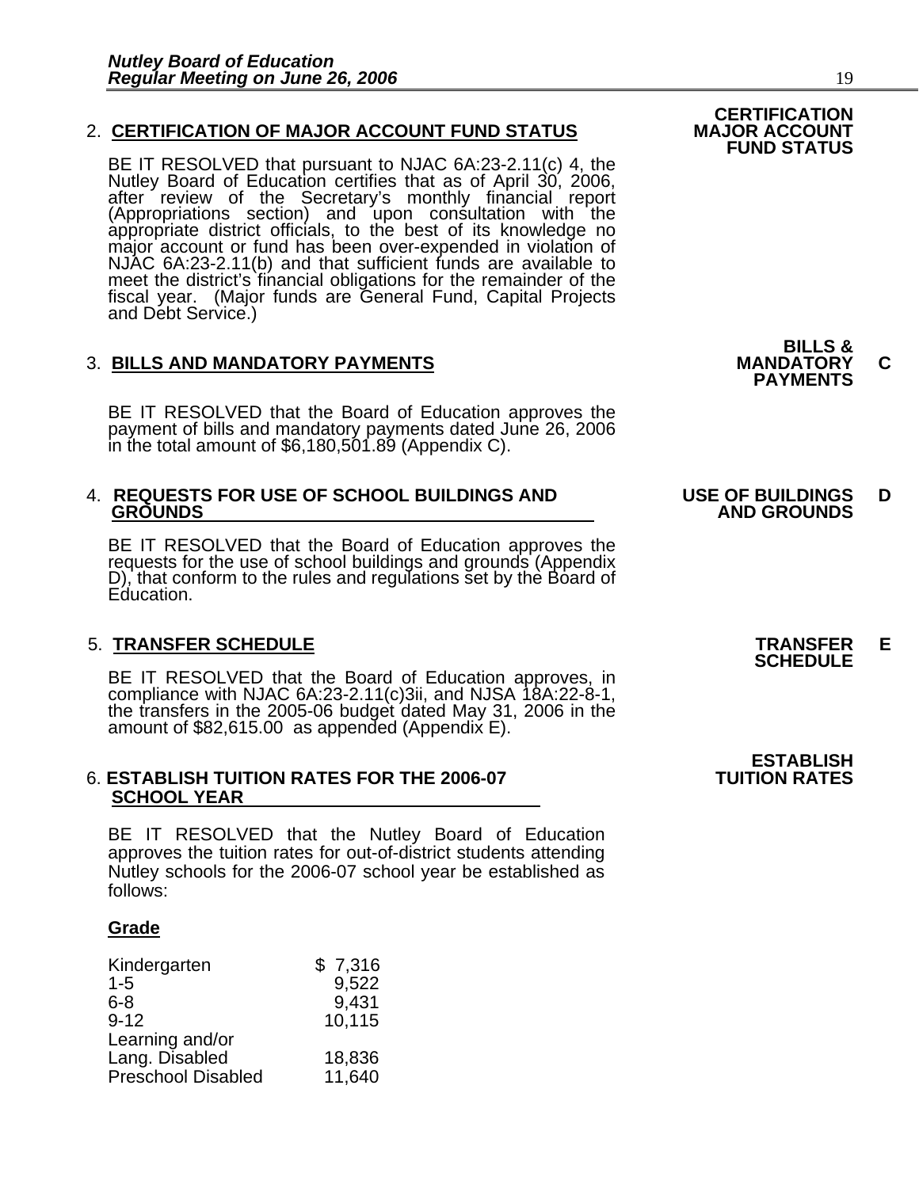## 2. CERTIFICATION OF MAJOR ACCOUNT FUND STATUS

**CERTIFICATION MAJOR ACCOUNT FUND STATUS**

BE IT RESOLVED that pursuant to NJAC 6A:23-2.11(c) 4, the Nutley Board of Education certifies that as of April 30, 2006, after review of the Secretary's monthly financial report (Appropriations section) and upon consultation with the appropriate district officials, to the best of its knowledge no major account or fund has been over-expended in violation of NJAC 6A:23-2.11(b) and that sufficient funds are available to meet the district's financial obligations for the remainder of the fiscal year. (Major funds are General Fund, Capital Projects and Debt Service.)

## 3. BILLS AND MANDATORY PAYMENTS

**BILLS & MANDATORY PAYMENTS** **C**

BE IT RESOLVED that the Board of Education approves the payment of bills and mandatory payments dated June 26, 2006 in the total amount of $6,180,501.89 (Appendix C).

## 4. REQUESTS FOR USE OF SCHOOL BUILDINGS AND GROUNDS

**USE OF BUILDINGS AND GROUNDS** **D**

BE IT RESOLVED that the Board of Education approves the requests for the use of school buildings and grounds (Appendix D), that conform to the rules and regulations set by the Board of Education.

## 5. TRANSFER SCHEDULE

**TRANSFER SCHEDULE** **E**

BE IT RESOLVED that the Board of Education approves, in compliance with NJAC 6A:23-2.11(c)3ii, and NJSA 18A:22-8-1, the transfers in the 2005-06 budget dated May 31, 2006 in the amount of $82,615.00 as appended (Appendix E).

## 6. ESTABLISH TUITION RATES FOR THE 2006-07 SCHOOL YEAR

**ESTABLISH TUITION RATES**

BE IT RESOLVED that the Nutley Board of Education approves the tuition rates for out-of-district students attending Nutley schools for the 2006-07 school year be established as follows:

| **Grade** | |
|---|---|
| Kindergarten | $ 7,316 |
| 1-5 | 9,522 |
| 6-8 | 9,431 |
| 9-12 | 10,115 |
| Learning and/or Lang. Disabled | 18,836 |
| Preschool Disabled | 11,640 |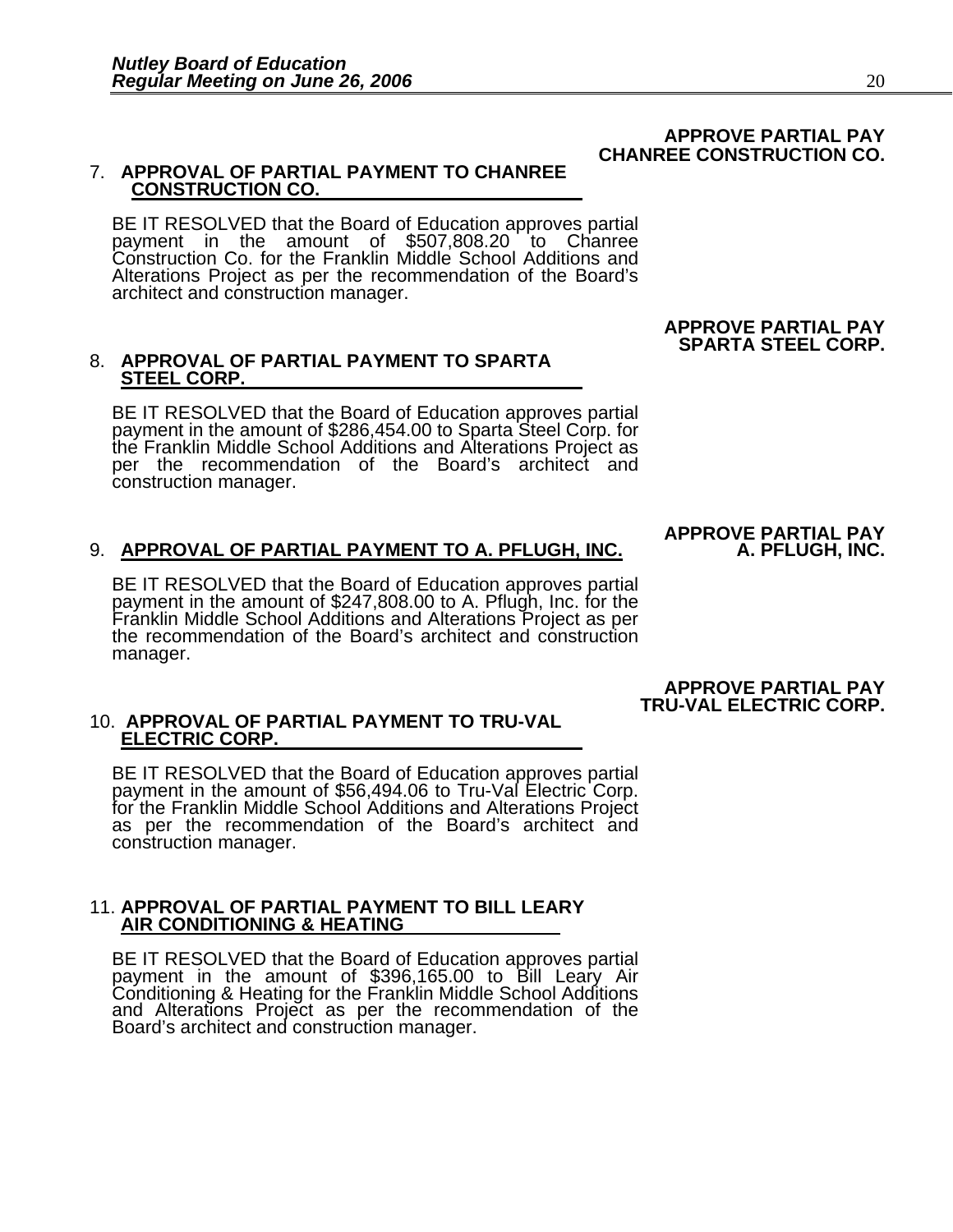**APPROVE PARTIAL PAY CHANREE CONSTRUCTION CO.**

7. **APPROVAL OF PARTIAL PAYMENT TO CHANREE CONSTRUCTION CO.**

   BE IT RESOLVED that the Board of Education approves partial payment in the amount of $507,808.20 to Chanree Construction Co. for the Franklin Middle School Additions and Alterations Project as per the recommendation of the Board's architect and construction manager.

**APPROVE PARTIAL PAY SPARTA STEEL CORP.**

8. **APPROVAL OF PARTIAL PAYMENT TO SPARTA STEEL CORP.**

   BE IT RESOLVED that the Board of Education approves partial payment in the amount of $286,454.00 to Sparta Steel Corp. for the Franklin Middle School Additions and Alterations Project as per the recommendation of the Board's architect and construction manager.

**APPROVE PARTIAL PAY A. PFLUGH, INC.**

9. **APPROVAL OF PARTIAL PAYMENT TO A. PFLUGH, INC.**

   BE IT RESOLVED that the Board of Education approves partial payment in the amount of $247,808.00 to A. Pflugh, Inc. for the Franklin Middle School Additions and Alterations Project as per the recommendation of the Board's architect and construction manager.

**APPROVE PARTIAL PAY TRU-VAL ELECTRIC CORP.**

10. **APPROVAL OF PARTIAL PAYMENT TO TRU-VAL ELECTRIC CORP.**

    BE IT RESOLVED that the Board of Education approves partial payment in the amount of $56,494.06 to Tru-Val Electric Corp. for the Franklin Middle School Additions and Alterations Project as per the recommendation of the Board's architect and construction manager.

11. **APPROVAL OF PARTIAL PAYMENT TO BILL LEARY AIR CONDITIONING & HEATING**

    BE IT RESOLVED that the Board of Education approves partial payment in the amount of $396,165.00 to Bill Leary Air Conditioning & Heating for the Franklin Middle School Additions and Alterations Project as per the recommendation of the Board's architect and construction manager.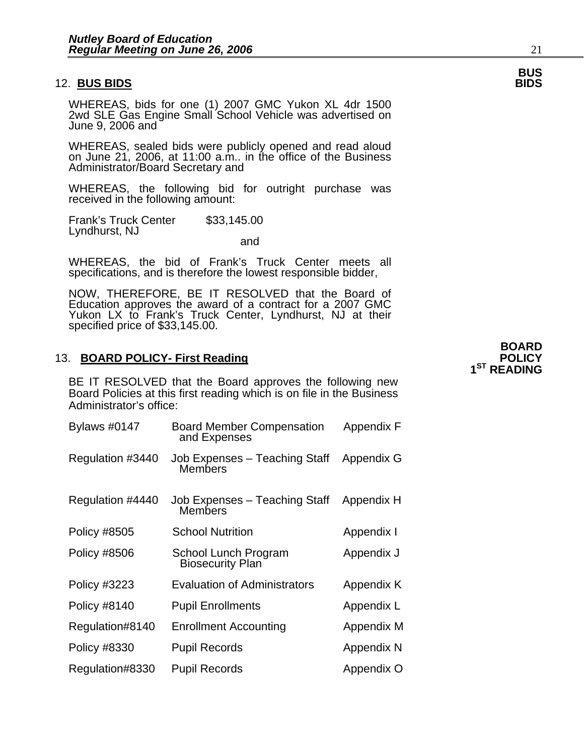## 12. **BUS BIDS**

**BUS BIDS**

WHEREAS, bids for one (1) 2007 GMC Yukon XL 4dr 1500 2wd SLE Gas Engine Small School Vehicle was advertised on June 9, 2006 and

WHEREAS, sealed bids were publicly opened and read aloud on June 21, 2006, at 11:00 a.m.. in the office of the Business Administrator/Board Secretary and

WHEREAS, the following bid for outright purchase was received in the following amount:

Frank's Truck Center $33,145.00
Lyndhurst, NJ

and

WHEREAS, the bid of Frank's Truck Center meets all specifications, and is therefore the lowest responsible bidder,

NOW, THEREFORE, BE IT RESOLVED that the Board of Education approves the award of a contract for a 2007 GMC Yukon LX to Frank's Truck Center, Lyndhurst, NJ at their specified price of $33,145.00.

## 13. **BOARD POLICY- First Reading**

**BOARD POLICY 1ST READING**

BE IT RESOLVED that the Board approves the following new Board Policies at this first reading which is on file in the Business Administrator's office:

| | | |
|---|---|---|
| Bylaws #0147 | Board Member Compensation and Expenses | Appendix F |
| Regulation #3440 | Job Expenses – Teaching Staff Members | Appendix G |
| Regulation #4440 | Job Expenses – Teaching Staff Members | Appendix H |
| Policy #8505 | School Nutrition | Appendix I |
| Policy #8506 | School Lunch Program Biosecurity Plan | Appendix J |
| Policy #3223 | Evaluation of Administrators | Appendix K |
| Policy #8140 | Pupil Enrollments | Appendix L |
| Regulation#8140 | Enrollment Accounting | Appendix M |
| Policy #8330 | Pupil Records | Appendix N |
| Regulation#8330 | Pupil Records | Appendix O |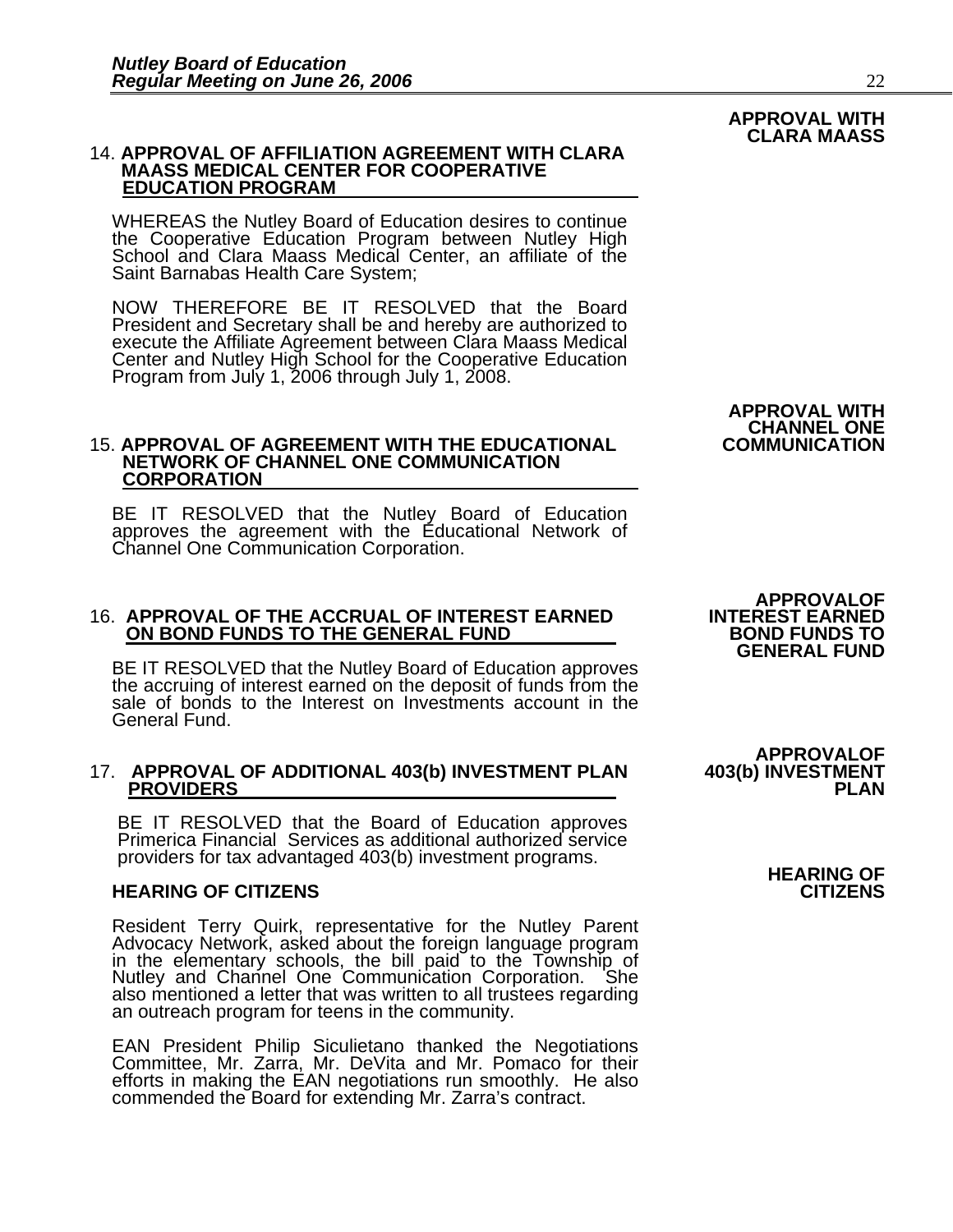**APPROVAL WITH CLARA MAASS**

14. **APPROVAL OF AFFILIATION AGREEMENT WITH CLARA MAASS MEDICAL CENTER FOR COOPERATIVE EDUCATION PROGRAM**

WHEREAS the Nutley Board of Education desires to continue the Cooperative Education Program between Nutley High School and Clara Maass Medical Center, an affiliate of the Saint Barnabas Health Care System;

NOW THEREFORE BE IT RESOLVED that the Board President and Secretary shall be and hereby are authorized to execute the Affiliate Agreement between Clara Maass Medical Center and Nutley High School for the Cooperative Education Program from July 1, 2006 through July 1, 2008.

**APPROVAL WITH CHANNEL ONE COMMUNICATION**

15. **APPROVAL OF AGREEMENT WITH THE EDUCATIONAL NETWORK OF CHANNEL ONE COMMUNICATION CORPORATION**

BE IT RESOLVED that the Nutley Board of Education approves the agreement with the Educational Network of Channel One Communication Corporation.

**APPROVALOF INTEREST EARNED BOND FUNDS TO GENERAL FUND**

16. **APPROVAL OF THE ACCRUAL OF INTEREST EARNED ON BOND FUNDS TO THE GENERAL FUND**

BE IT RESOLVED that the Nutley Board of Education approves the accruing of interest earned on the deposit of funds from the sale of bonds to the Interest on Investments account in the General Fund.

**APPROVALOF 403(b) INVESTMENT PLAN**

17. **APPROVAL OF ADDITIONAL 403(b) INVESTMENT PLAN PROVIDERS**

BE IT RESOLVED that the Board of Education approves Primerica Financial Services as additional authorized service providers for tax advantaged 403(b) investment programs.

**HEARING OF CITIZENS**

**HEARING OF CITIZENS**

Resident Terry Quirk, representative for the Nutley Parent Advocacy Network, asked about the foreign language program in the elementary schools, the bill paid to the Township of Nutley and Channel One Communication Corporation. She also mentioned a letter that was written to all trustees regarding an outreach program for teens in the community.

EAN President Philip Siculietano thanked the Negotiations Committee, Mr. Zarra, Mr. DeVita and Mr. Pomaco for their efforts in making the EAN negotiations run smoothly. He also commended the Board for extending Mr. Zarra's contract.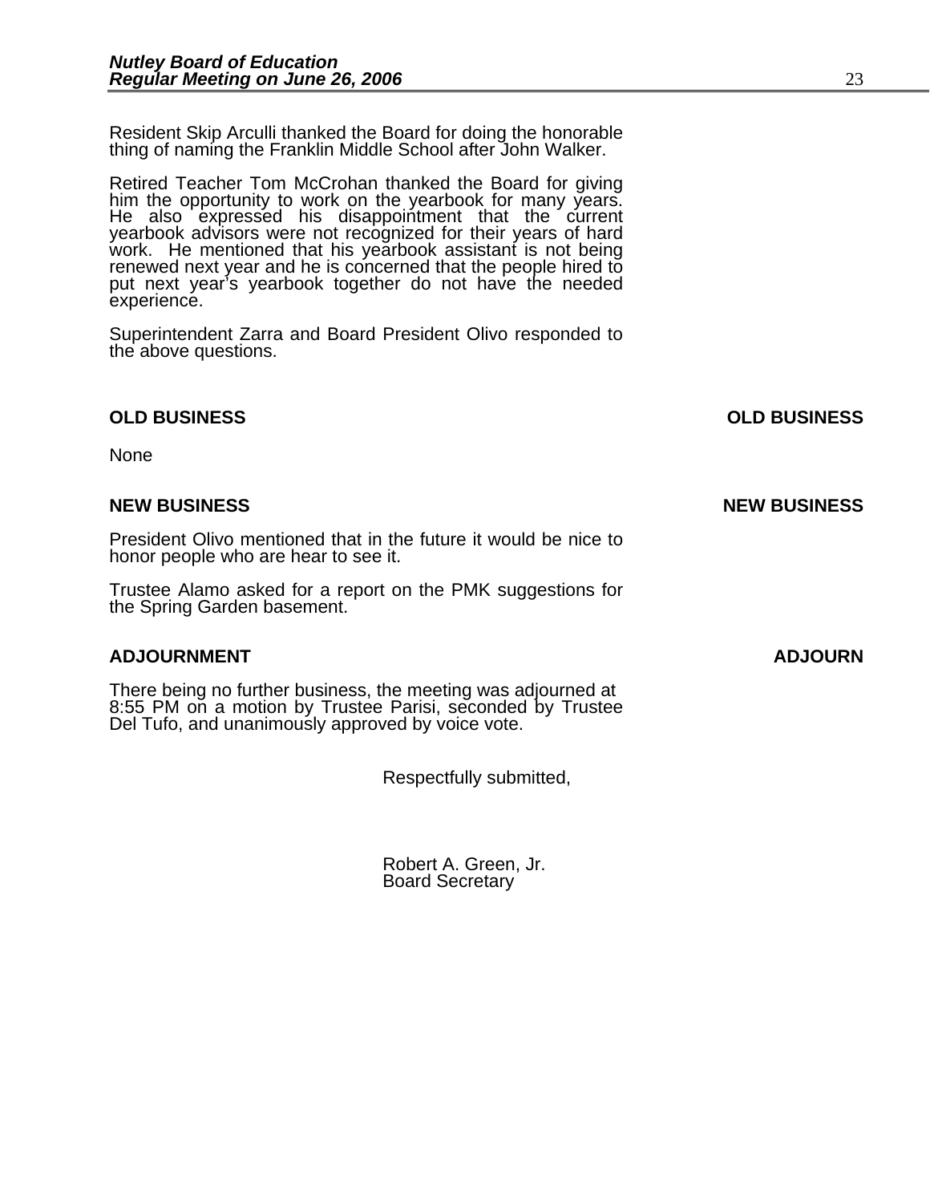Resident Skip Arculli thanked the Board for doing the honorable thing of naming the Franklin Middle School after John Walker.

Retired Teacher Tom McCrohan thanked the Board for giving him the opportunity to work on the yearbook for many years. He also expressed his disappointment that the current yearbook advisors were not recognized for their years of hard work. He mentioned that his yearbook assistant is not being renewed next year and he is concerned that the people hired to put next year's yearbook together do not have the needed experience.

Superintendent Zarra and Board President Olivo responded to the above questions.

## OLD BUSINESS

**OLD BUSINESS**

None

## NEW BUSINESS

**NEW BUSINESS**

President Olivo mentioned that in the future it would be nice to honor people who are hear to see it.

Trustee Alamo asked for a report on the PMK suggestions for the Spring Garden basement.

## ADJOURNMENT

**ADJOURN**

There being no further business, the meeting was adjourned at 8:55 PM on a motion by Trustee Parisi, seconded by Trustee Del Tufo, and unanimously approved by voice vote.

Respectfully submitted,

Robert A. Green, Jr.  
Board Secretary